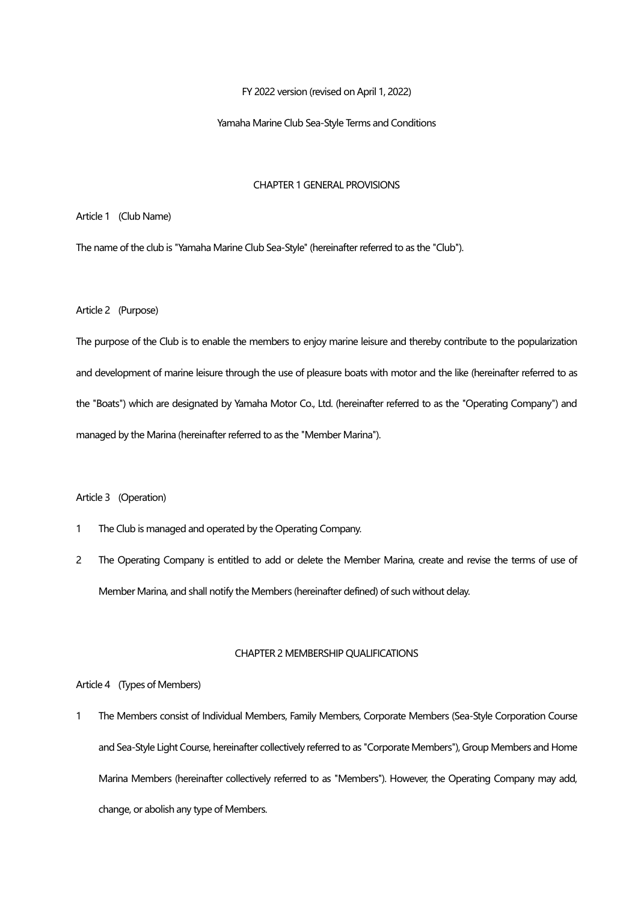FY 2022 version (revised on April 1, 2022)

# Yamaha Marine Club Sea-Style Terms and Conditions

## CHAPTER 1 GENERAL PROVISIONS

### Article 1 (Club Name)

The name of the club is "Yamaha Marine Club Sea-Style" (hereinafter referred to as the "Club").

### Article 2 (Purpose)

The purpose of the Club is to enable the members to enjoy marine leisure and thereby contribute to the popularization and development of marine leisure through the use of pleasure boats with motor and the like (hereinafter referred to as the "Boats") which are designated by Yamaha Motor Co., Ltd. (hereinafter referred to as the "Operating Company") and managed by the Marina (hereinafter referred to as the "Member Marina").

### Article 3 (Operation)

1. The Club is managed and operated by the Operating Company.
2. The Operating Company is entitled to add or delete the Member Marina, create and revise the terms of use of Member Marina, and shall notify the Members (hereinafter defined) of such without delay.

## CHAPTER 2 MEMBERSHIP QUALIFICATIONS

### Article 4 (Types of Members)

1. The Members consist of Individual Members, Family Members, Corporate Members (Sea-Style Corporation Course and Sea-Style Light Course, hereinafter collectively referred to as "Corporate Members"), Group Members and Home Marina Members (hereinafter collectively referred to as "Members"). However, the Operating Company may add, change, or abolish any type of Members.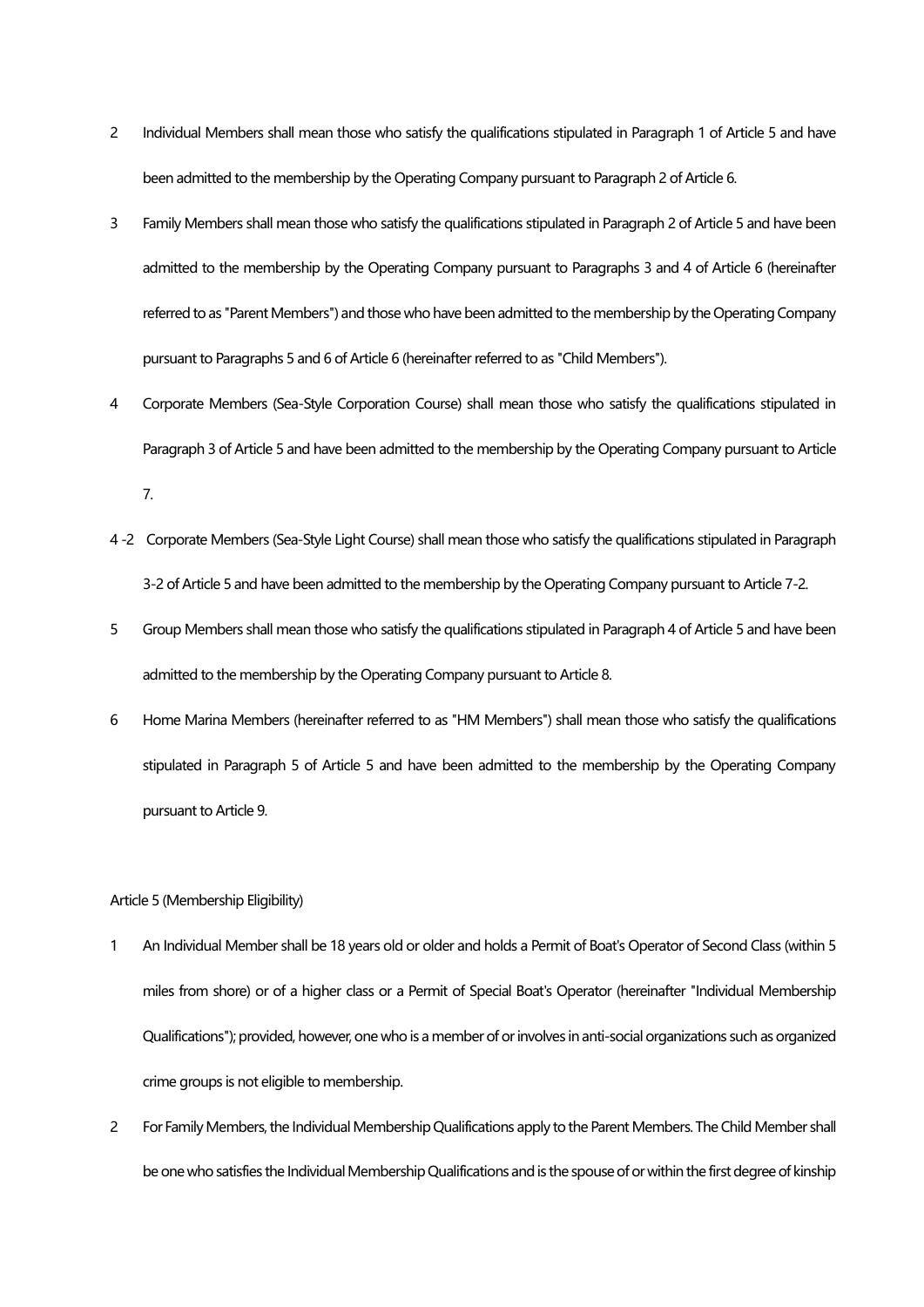2 Individual Members shall mean those who satisfy the qualifications stipulated in Paragraph 1 of Article 5 and have been admitted to the membership by the Operating Company pursuant to Paragraph 2 of Article 6.

3 Family Members shall mean those who satisfy the qualifications stipulated in Paragraph 2 of Article 5 and have been admitted to the membership by the Operating Company pursuant to Paragraphs 3 and 4 of Article 6 (hereinafter referred to as "Parent Members") and those who have been admitted to the membership by the Operating Company pursuant to Paragraphs 5 and 6 of Article 6 (hereinafter referred to as "Child Members").

4 Corporate Members (Sea-Style Corporation Course) shall mean those who satisfy the qualifications stipulated in Paragraph 3 of Article 5 and have been admitted to the membership by the Operating Company pursuant to Article 7.

4 -2 Corporate Members (Sea-Style Light Course) shall mean those who satisfy the qualifications stipulated in Paragraph 3-2 of Article 5 and have been admitted to the membership by the Operating Company pursuant to Article 7-2.

5 Group Members shall mean those who satisfy the qualifications stipulated in Paragraph 4 of Article 5 and have been admitted to the membership by the Operating Company pursuant to Article 8.

6 Home Marina Members (hereinafter referred to as "HM Members") shall mean those who satisfy the qualifications stipulated in Paragraph 5 of Article 5 and have been admitted to the membership by the Operating Company pursuant to Article 9.

Article 5 (Membership Eligibility)

1 An Individual Member shall be 18 years old or older and holds a Permit of Boat's Operator of Second Class (within 5 miles from shore) or of a higher class or a Permit of Special Boat's Operator (hereinafter "Individual Membership Qualifications"); provided, however, one who is a member of or involves in anti-social organizations such as organized crime groups is not eligible to membership.

2 For Family Members, the Individual Membership Qualifications apply to the Parent Members. The Child Member shall be one who satisfies the Individual Membership Qualifications and is the spouse of or within the first degree of kinship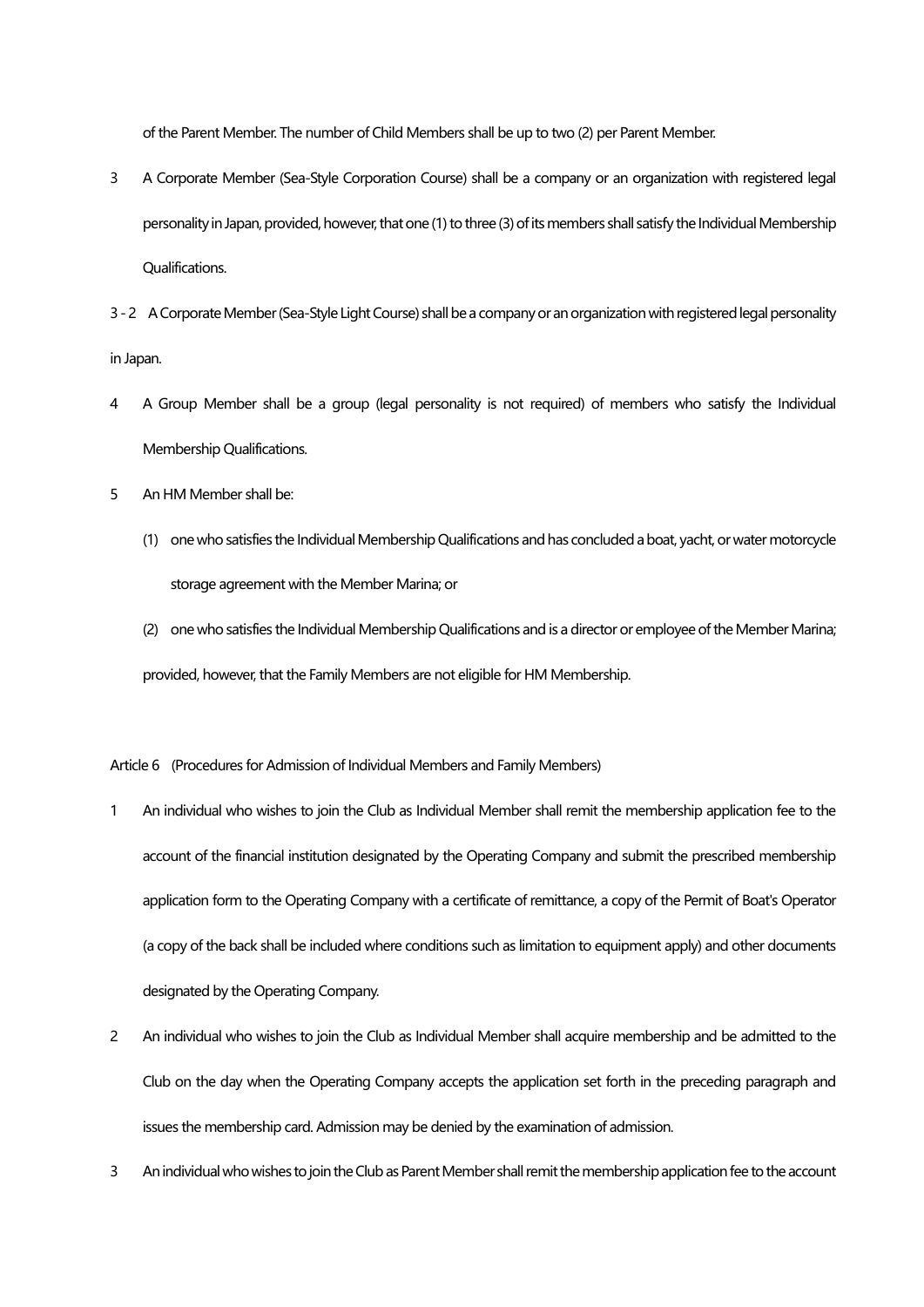of the Parent Member. The number of Child Members shall be up to two (2) per Parent Member.

3 A Corporate Member (Sea-Style Corporation Course) shall be a company or an organization with registered legal personality in Japan, provided, however, that one (1) to three (3) of its members shall satisfy the Individual Membership Qualifications.

3 - 2 A Corporate Member (Sea-Style Light Course) shall be a company or an organization with registered legal personality in Japan.

4 A Group Member shall be a group (legal personality is not required) of members who satisfy the Individual Membership Qualifications.

5 An HM Member shall be:

(1) one who satisfies the Individual Membership Qualifications and has concluded a boat, yacht, or water motorcycle storage agreement with the Member Marina; or

(2) one who satisfies the Individual Membership Qualifications and is a director or employee of the Member Marina;

provided, however, that the Family Members are not eligible for HM Membership.

Article 6 (Procedures for Admission of Individual Members and Family Members)

1 An individual who wishes to join the Club as Individual Member shall remit the membership application fee to the account of the financial institution designated by the Operating Company and submit the prescribed membership application form to the Operating Company with a certificate of remittance, a copy of the Permit of Boat's Operator (a copy of the back shall be included where conditions such as limitation to equipment apply) and other documents designated by the Operating Company.

2 An individual who wishes to join the Club as Individual Member shall acquire membership and be admitted to the Club on the day when the Operating Company accepts the application set forth in the preceding paragraph and issues the membership card. Admission may be denied by the examination of admission.

3 An individual who wishes to join the Club as Parent Member shall remit the membership application fee to the account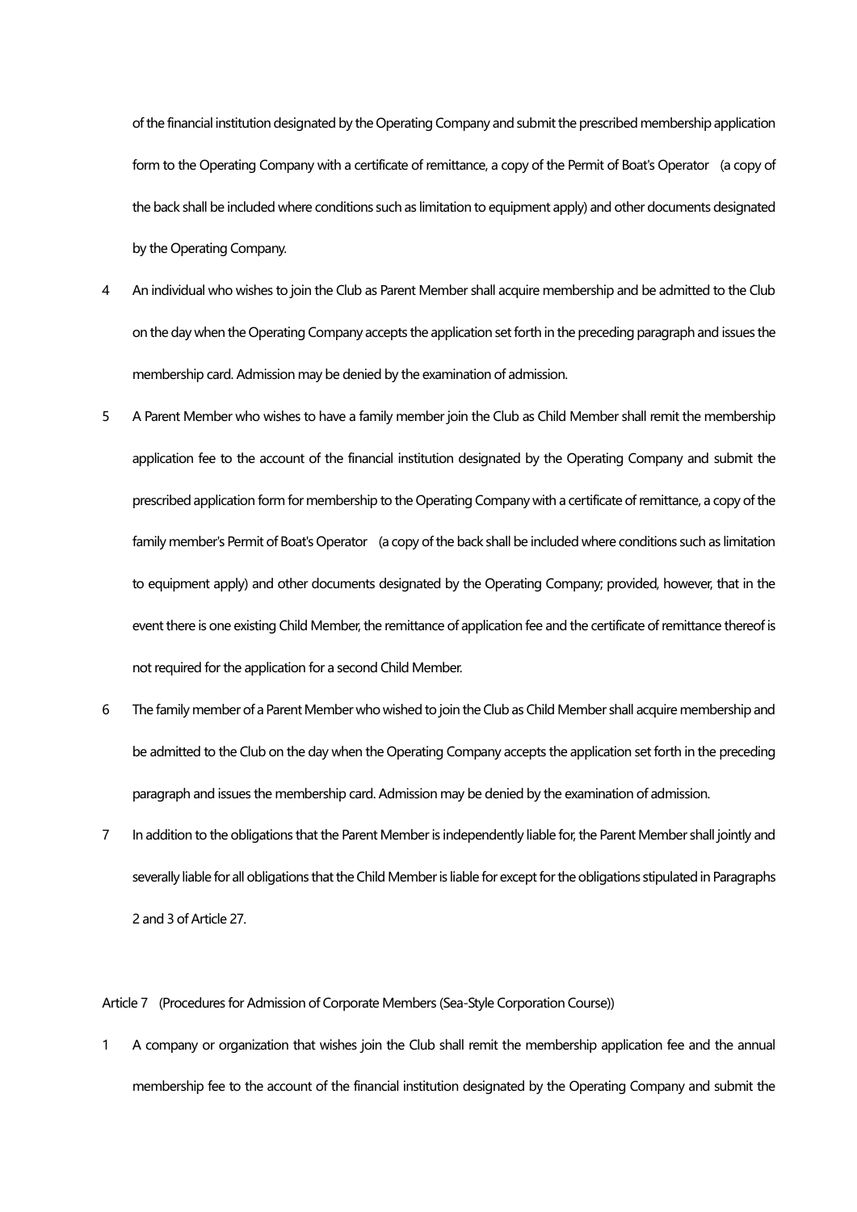of the financial institution designated by the Operating Company and submit the prescribed membership application form to the Operating Company with a certificate of remittance, a copy of the Permit of Boat's Operator (a copy of the back shall be included where conditions such as limitation to equipment apply) and other documents designated by the Operating Company.

4 An individual who wishes to join the Club as Parent Member shall acquire membership and be admitted to the Club on the day when the Operating Company accepts the application set forth in the preceding paragraph and issues the membership card. Admission may be denied by the examination of admission.

5 A Parent Member who wishes to have a family member join the Club as Child Member shall remit the membership application fee to the account of the financial institution designated by the Operating Company and submit the prescribed application form for membership to the Operating Company with a certificate of remittance, a copy of the family member's Permit of Boat's Operator (a copy of the back shall be included where conditions such as limitation to equipment apply) and other documents designated by the Operating Company; provided, however, that in the event there is one existing Child Member, the remittance of application fee and the certificate of remittance thereof is not required for the application for a second Child Member.

6 The family member of a Parent Member who wished to join the Club as Child Member shall acquire membership and be admitted to the Club on the day when the Operating Company accepts the application set forth in the preceding paragraph and issues the membership card. Admission may be denied by the examination of admission.

7 In addition to the obligations that the Parent Member is independently liable for, the Parent Member shall jointly and severally liable for all obligations that the Child Member is liable for except for the obligations stipulated in Paragraphs 2 and 3 of Article 27.

Article 7 (Procedures for Admission of Corporate Members (Sea-Style Corporation Course))

1 A company or organization that wishes join the Club shall remit the membership application fee and the annual membership fee to the account of the financial institution designated by the Operating Company and submit the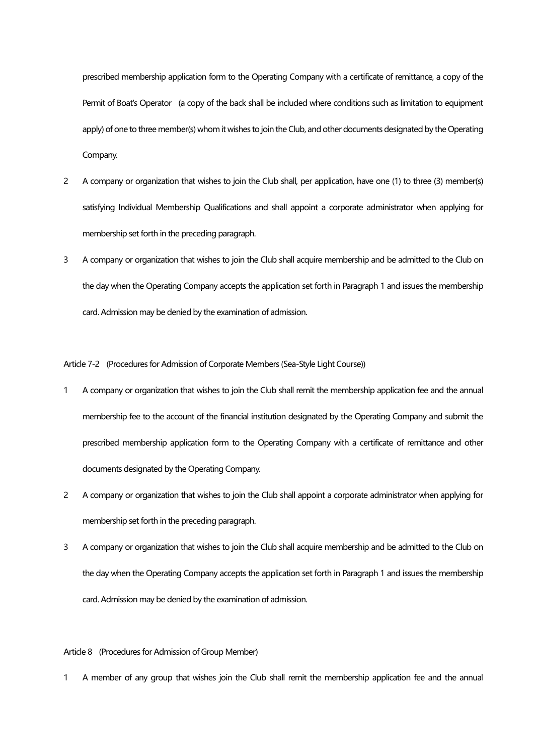prescribed membership application form to the Operating Company with a certificate of remittance, a copy of the Permit of Boat's Operator (a copy of the back shall be included where conditions such as limitation to equipment apply) of one to three member(s) whom it wishes to join the Club, and other documents designated by the Operating Company.

2 A company or organization that wishes to join the Club shall, per application, have one (1) to three (3) member(s) satisfying Individual Membership Qualifications and shall appoint a corporate administrator when applying for membership set forth in the preceding paragraph.

3 A company or organization that wishes to join the Club shall acquire membership and be admitted to the Club on the day when the Operating Company accepts the application set forth in Paragraph 1 and issues the membership card. Admission may be denied by the examination of admission.

Article 7-2 (Procedures for Admission of Corporate Members (Sea-Style Light Course))

1 A company or organization that wishes to join the Club shall remit the membership application fee and the annual membership fee to the account of the financial institution designated by the Operating Company and submit the prescribed membership application form to the Operating Company with a certificate of remittance and other documents designated by the Operating Company.

2 A company or organization that wishes to join the Club shall appoint a corporate administrator when applying for membership set forth in the preceding paragraph.

3 A company or organization that wishes to join the Club shall acquire membership and be admitted to the Club on the day when the Operating Company accepts the application set forth in Paragraph 1 and issues the membership card. Admission may be denied by the examination of admission.

Article 8 (Procedures for Admission of Group Member)

1 A member of any group that wishes join the Club shall remit the membership application fee and the annual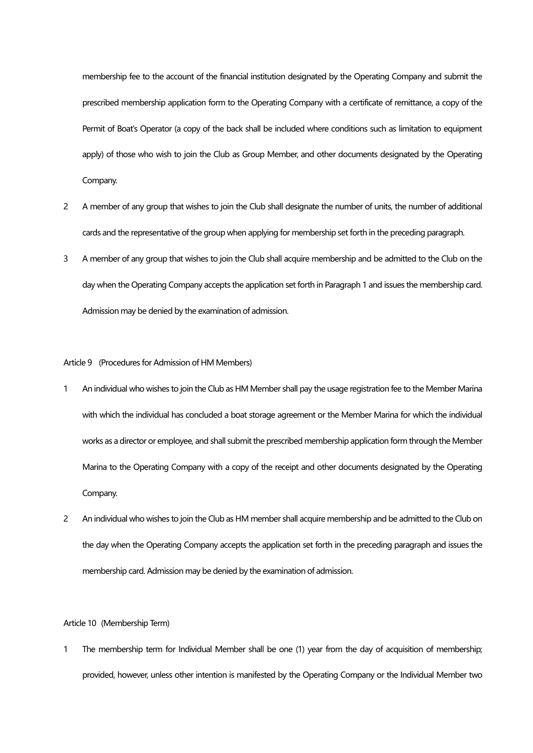membership fee to the account of the financial institution designated by the Operating Company and submit the prescribed membership application form to the Operating Company with a certificate of remittance, a copy of the Permit of Boat's Operator (a copy of the back shall be included where conditions such as limitation to equipment apply) of those who wish to join the Club as Group Member, and other documents designated by the Operating Company.

2 A member of any group that wishes to join the Club shall designate the number of units, the number of additional cards and the representative of the group when applying for membership set forth in the preceding paragraph.

3 A member of any group that wishes to join the Club shall acquire membership and be admitted to the Club on the day when the Operating Company accepts the application set forth in Paragraph 1 and issues the membership card. Admission may be denied by the examination of admission.

Article 9 (Procedures for Admission of HM Members)

1 An individual who wishes to join the Club as HM Member shall pay the usage registration fee to the Member Marina with which the individual has concluded a boat storage agreement or the Member Marina for which the individual works as a director or employee, and shall submit the prescribed membership application form through the Member Marina to the Operating Company with a copy of the receipt and other documents designated by the Operating Company.

2 An individual who wishes to join the Club as HM member shall acquire membership and be admitted to the Club on the day when the Operating Company accepts the application set forth in the preceding paragraph and issues the membership card. Admission may be denied by the examination of admission.

Article 10 (Membership Term)

1 The membership term for Individual Member shall be one (1) year from the day of acquisition of membership; provided, however, unless other intention is manifested by the Operating Company or the Individual Member two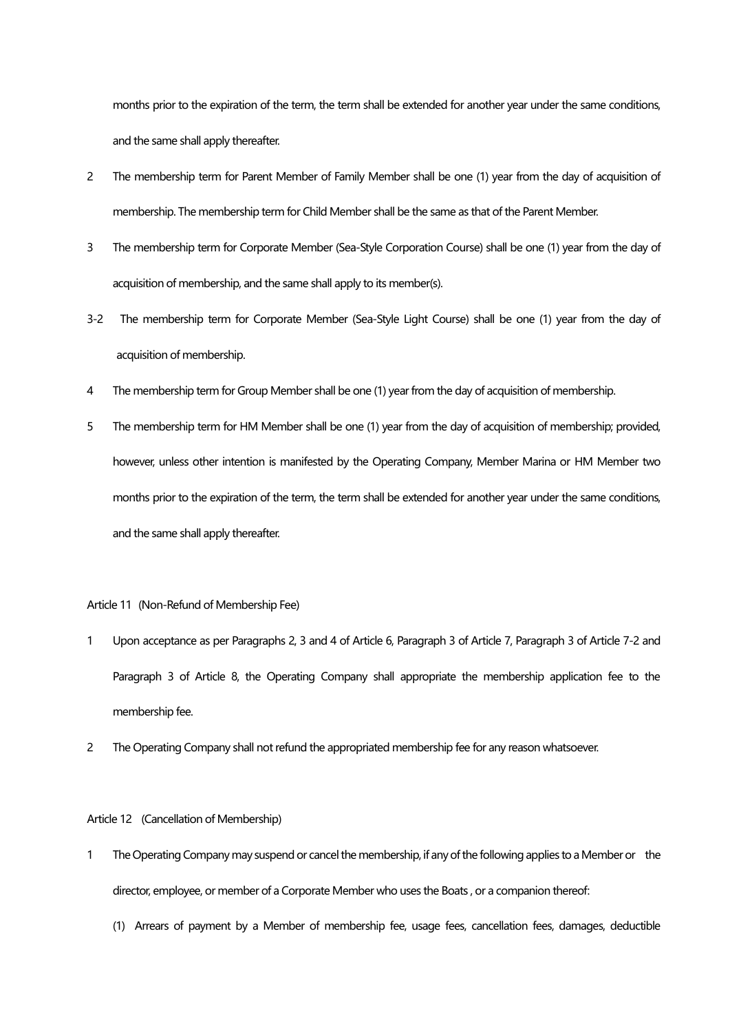months prior to the expiration of the term, the term shall be extended for another year under the same conditions, and the same shall apply thereafter.

2 The membership term for Parent Member of Family Member shall be one (1) year from the day of acquisition of membership. The membership term for Child Member shall be the same as that of the Parent Member.

3 The membership term for Corporate Member (Sea-Style Corporation Course) shall be one (1) year from the day of acquisition of membership, and the same shall apply to its member(s).

3-2 The membership term for Corporate Member (Sea-Style Light Course) shall be one (1) year from the day of acquisition of membership.

4 The membership term for Group Member shall be one (1) year from the day of acquisition of membership.

5 The membership term for HM Member shall be one (1) year from the day of acquisition of membership; provided, however, unless other intention is manifested by the Operating Company, Member Marina or HM Member two months prior to the expiration of the term, the term shall be extended for another year under the same conditions, and the same shall apply thereafter.

Article 11 (Non-Refund of Membership Fee)

1 Upon acceptance as per Paragraphs 2, 3 and 4 of Article 6, Paragraph 3 of Article 7, Paragraph 3 of Article 7-2 and Paragraph 3 of Article 8, the Operating Company shall appropriate the membership application fee to the membership fee.

2 The Operating Company shall not refund the appropriated membership fee for any reason whatsoever.

Article 12 (Cancellation of Membership)

1 The Operating Company may suspend or cancel the membership, if any of the following applies to a Member or the director, employee, or member of a Corporate Member who uses the Boats , or a companion thereof:

(1) Arrears of payment by a Member of membership fee, usage fees, cancellation fees, damages, deductible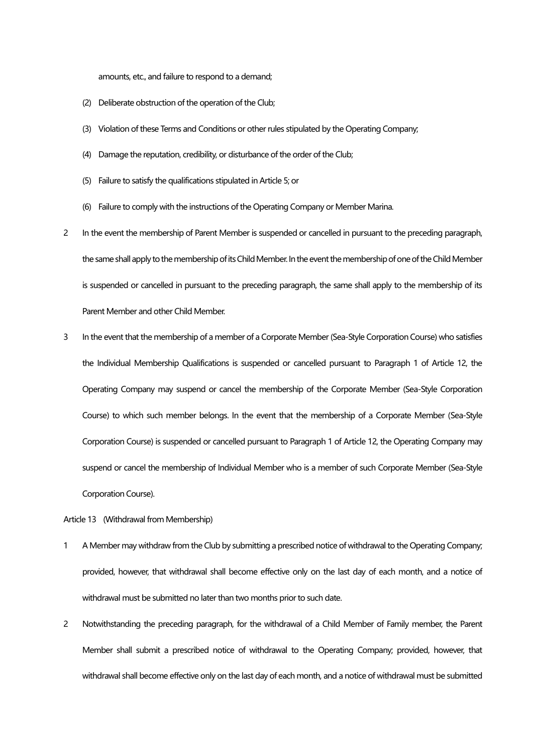amounts, etc., and failure to respond to a demand;

(2) Deliberate obstruction of the operation of the Club;

(3) Violation of these Terms and Conditions or other rules stipulated by the Operating Company;

(4) Damage the reputation, credibility, or disturbance of the order of the Club;

(5) Failure to satisfy the qualifications stipulated in Article 5; or

(6) Failure to comply with the instructions of the Operating Company or Member Marina.

2 In the event the membership of Parent Member is suspended or cancelled in pursuant to the preceding paragraph, the same shall apply to the membership of its Child Member. In the event the membership of one of the Child Member is suspended or cancelled in pursuant to the preceding paragraph, the same shall apply to the membership of its Parent Member and other Child Member.

3 In the event that the membership of a member of a Corporate Member (Sea-Style Corporation Course) who satisfies the Individual Membership Qualifications is suspended or cancelled pursuant to Paragraph 1 of Article 12, the Operating Company may suspend or cancel the membership of the Corporate Member (Sea-Style Corporation Course) to which such member belongs. In the event that the membership of a Corporate Member (Sea-Style Corporation Course) is suspended or cancelled pursuant to Paragraph 1 of Article 12, the Operating Company may suspend or cancel the membership of Individual Member who is a member of such Corporate Member (Sea-Style Corporation Course).

Article 13 (Withdrawal from Membership)

1 A Member may withdraw from the Club by submitting a prescribed notice of withdrawal to the Operating Company; provided, however, that withdrawal shall become effective only on the last day of each month, and a notice of withdrawal must be submitted no later than two months prior to such date.

2 Notwithstanding the preceding paragraph, for the withdrawal of a Child Member of Family member, the Parent Member shall submit a prescribed notice of withdrawal to the Operating Company; provided, however, that withdrawal shall become effective only on the last day of each month, and a notice of withdrawal must be submitted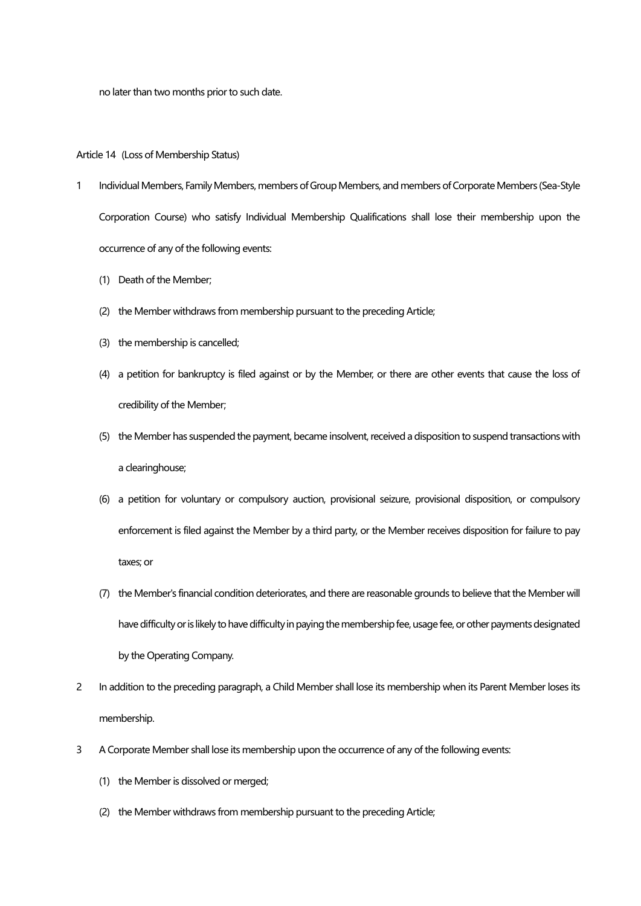no later than two months prior to such date.

Article 14 (Loss of Membership Status)

1 Individual Members, Family Members, members of Group Members, and members of Corporate Members (Sea-Style Corporation Course) who satisfy Individual Membership Qualifications shall lose their membership upon the occurrence of any of the following events:

  (1) Death of the Member;

  (2) the Member withdraws from membership pursuant to the preceding Article;

  (3) the membership is cancelled;

  (4) a petition for bankruptcy is filed against or by the Member, or there are other events that cause the loss of credibility of the Member;

  (5) the Member has suspended the payment, became insolvent, received a disposition to suspend transactions with a clearinghouse;

  (6) a petition for voluntary or compulsory auction, provisional seizure, provisional disposition, or compulsory enforcement is filed against the Member by a third party, or the Member receives disposition for failure to pay taxes; or

  (7) the Member's financial condition deteriorates, and there are reasonable grounds to believe that the Member will have difficulty or is likely to have difficulty in paying the membership fee, usage fee, or other payments designated by the Operating Company.

2 In addition to the preceding paragraph, a Child Member shall lose its membership when its Parent Member loses its membership.

3 A Corporate Member shall lose its membership upon the occurrence of any of the following events:

  (1) the Member is dissolved or merged;

  (2) the Member withdraws from membership pursuant to the preceding Article;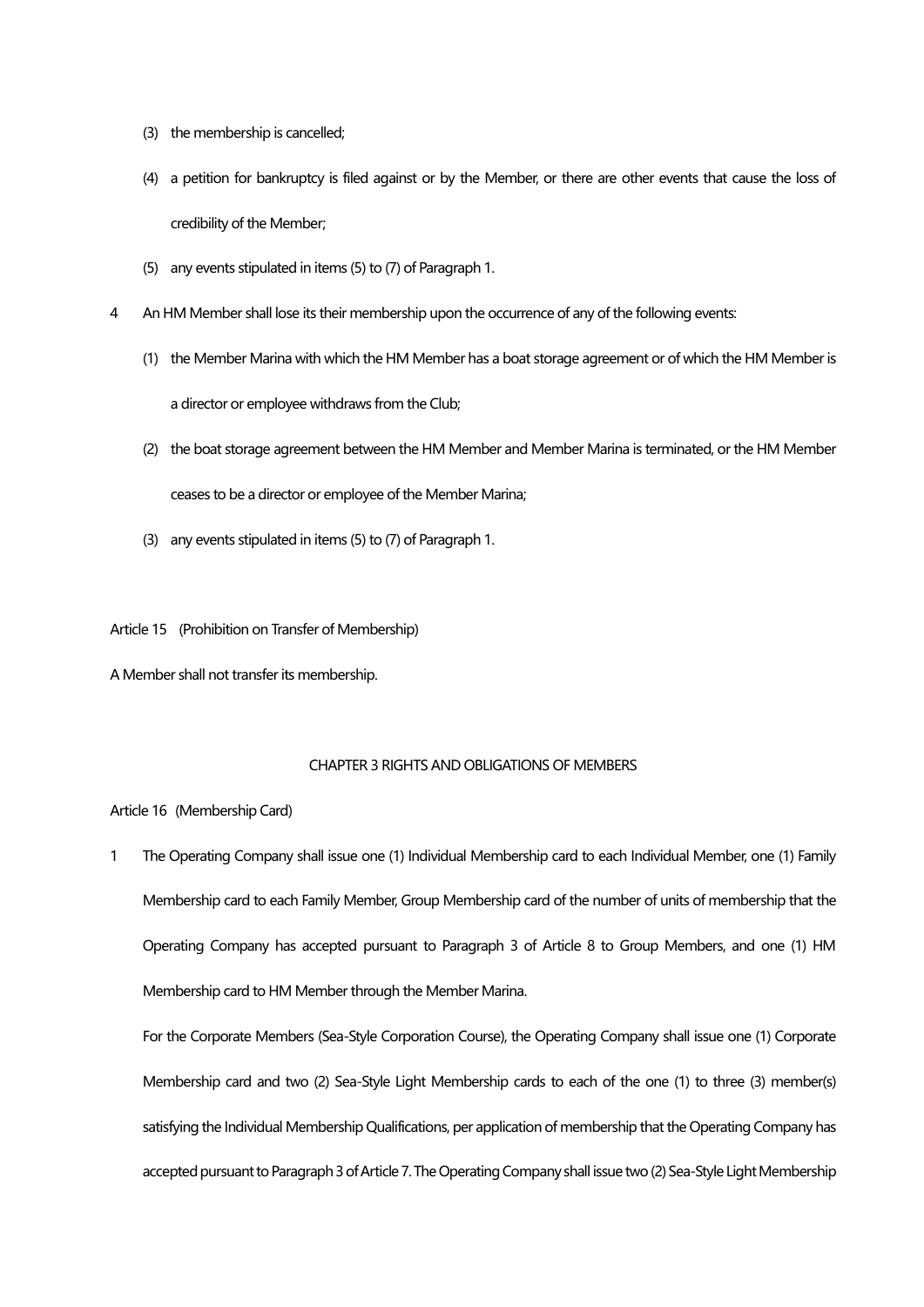(3) the membership is cancelled;

(4) a petition for bankruptcy is filed against or by the Member, or there are other events that cause the loss of credibility of the Member;

(5) any events stipulated in items (5) to (7) of Paragraph 1.

4 An HM Member shall lose its their membership upon the occurrence of any of the following events:

(1) the Member Marina with which the HM Member has a boat storage agreement or of which the HM Member is a director or employee withdraws from the Club;

(2) the boat storage agreement between the HM Member and Member Marina is terminated, or the HM Member ceases to be a director or employee of the Member Marina;

(3) any events stipulated in items (5) to (7) of Paragraph 1.

Article 15 (Prohibition on Transfer of Membership)

A Member shall not transfer its membership.

## CHAPTER 3 RIGHTS AND OBLIGATIONS OF MEMBERS

Article 16 (Membership Card)

1 The Operating Company shall issue one (1) Individual Membership card to each Individual Member, one (1) Family Membership card to each Family Member, Group Membership card of the number of units of membership that the Operating Company has accepted pursuant to Paragraph 3 of Article 8 to Group Members, and one (1) HM Membership card to HM Member through the Member Marina.

For the Corporate Members (Sea-Style Corporation Course), the Operating Company shall issue one (1) Corporate Membership card and two (2) Sea-Style Light Membership cards to each of the one (1) to three (3) member(s) satisfying the Individual Membership Qualifications, per application of membership that the Operating Company has accepted pursuant to Paragraph 3 of Article 7. The Operating Company shall issue two (2) Sea-Style Light Membership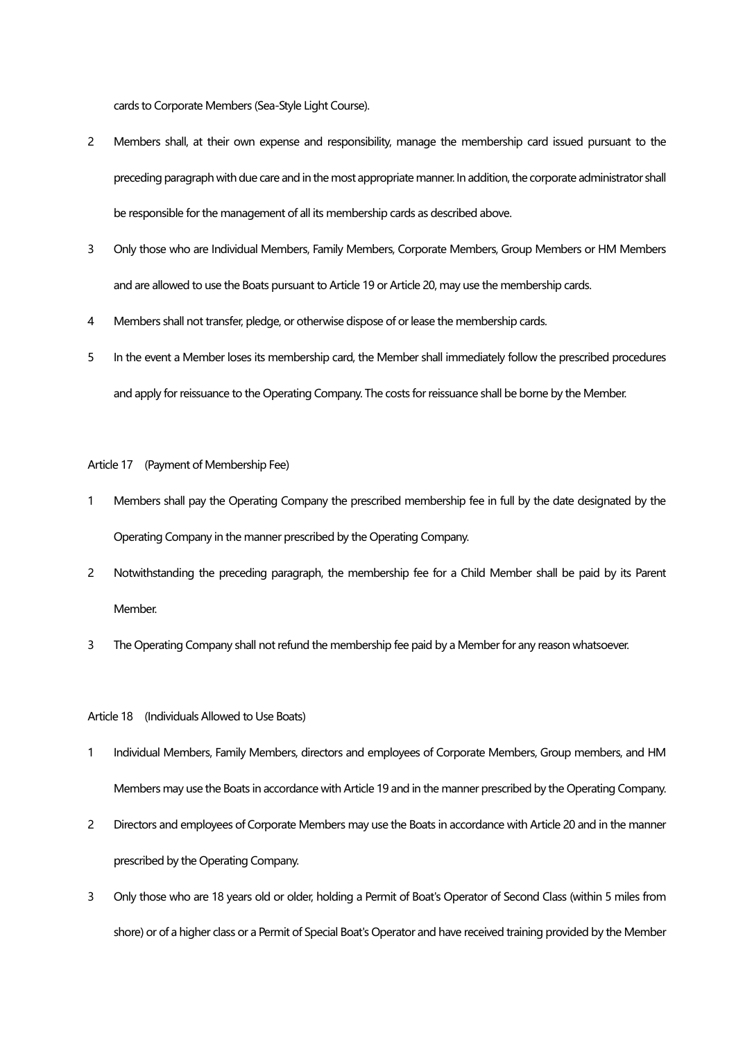cards to Corporate Members (Sea-Style Light Course).

2 Members shall, at their own expense and responsibility, manage the membership card issued pursuant to the preceding paragraph with due care and in the most appropriate manner. In addition, the corporate administrator shall be responsible for the management of all its membership cards as described above.

3 Only those who are Individual Members, Family Members, Corporate Members, Group Members or HM Members and are allowed to use the Boats pursuant to Article 19 or Article 20, may use the membership cards.

4 Members shall not transfer, pledge, or otherwise dispose of or lease the membership cards.

5 In the event a Member loses its membership card, the Member shall immediately follow the prescribed procedures and apply for reissuance to the Operating Company. The costs for reissuance shall be borne by the Member.

Article 17 (Payment of Membership Fee)

1 Members shall pay the Operating Company the prescribed membership fee in full by the date designated by the Operating Company in the manner prescribed by the Operating Company.

2 Notwithstanding the preceding paragraph, the membership fee for a Child Member shall be paid by its Parent Member.

3 The Operating Company shall not refund the membership fee paid by a Member for any reason whatsoever.

Article 18 (Individuals Allowed to Use Boats)

1 Individual Members, Family Members, directors and employees of Corporate Members, Group members, and HM Members may use the Boats in accordance with Article 19 and in the manner prescribed by the Operating Company.

2 Directors and employees of Corporate Members may use the Boats in accordance with Article 20 and in the manner prescribed by the Operating Company.

3 Only those who are 18 years old or older, holding a Permit of Boat's Operator of Second Class (within 5 miles from shore) or of a higher class or a Permit of Special Boat's Operator and have received training provided by the Member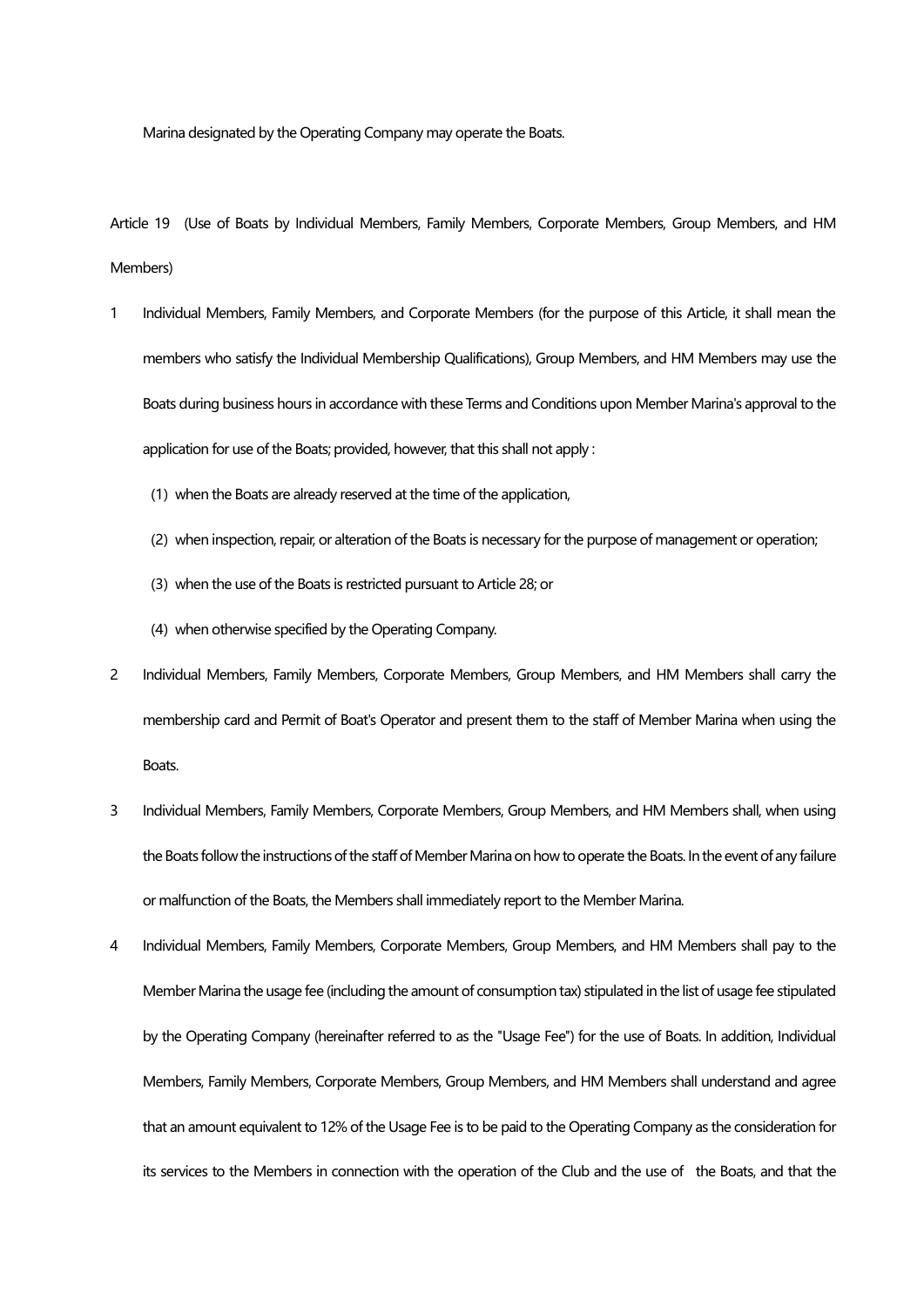Marina designated by the Operating Company may operate the Boats.

Article 19 (Use of Boats by Individual Members, Family Members, Corporate Members, Group Members, and HM Members)

1 Individual Members, Family Members, and Corporate Members (for the purpose of this Article, it shall mean the members who satisfy the Individual Membership Qualifications), Group Members, and HM Members may use the Boats during business hours in accordance with these Terms and Conditions upon Member Marina's approval to the application for use of the Boats; provided, however, that this shall not apply :

   (1) when the Boats are already reserved at the time of the application,

   (2) when inspection, repair, or alteration of the Boats is necessary for the purpose of management or operation;

   (3) when the use of the Boats is restricted pursuant to Article 28; or

   (4) when otherwise specified by the Operating Company.

2 Individual Members, Family Members, Corporate Members, Group Members, and HM Members shall carry the membership card and Permit of Boat's Operator and present them to the staff of Member Marina when using the Boats.

3 Individual Members, Family Members, Corporate Members, Group Members, and HM Members shall, when using the Boats follow the instructions of the staff of Member Marina on how to operate the Boats. In the event of any failure or malfunction of the Boats, the Members shall immediately report to the Member Marina.

4 Individual Members, Family Members, Corporate Members, Group Members, and HM Members shall pay to the Member Marina the usage fee (including the amount of consumption tax) stipulated in the list of usage fee stipulated by the Operating Company (hereinafter referred to as the "Usage Fee") for the use of Boats. In addition, Individual Members, Family Members, Corporate Members, Group Members, and HM Members shall understand and agree that an amount equivalent to 12% of the Usage Fee is to be paid to the Operating Company as the consideration for its services to the Members in connection with the operation of the Club and the use of the Boats, and that the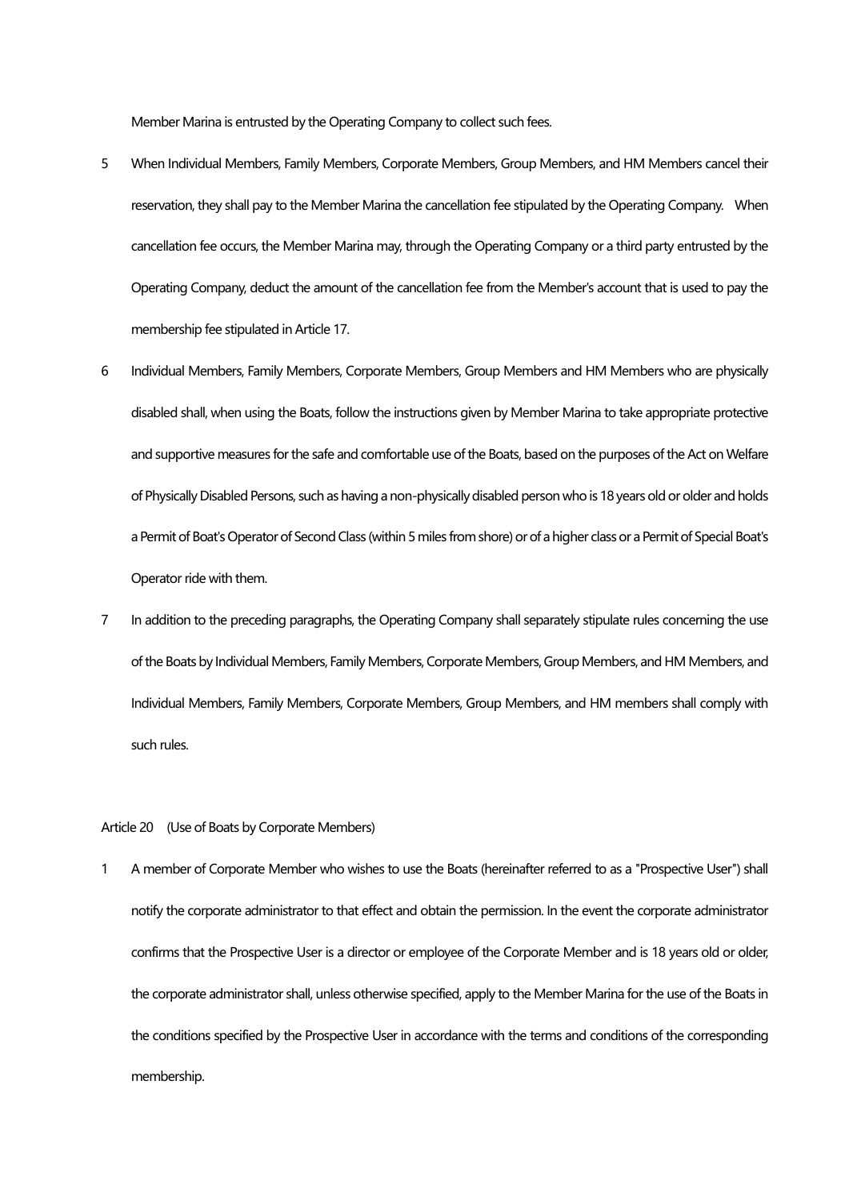Member Marina is entrusted by the Operating Company to collect such fees.

5 When Individual Members, Family Members, Corporate Members, Group Members, and HM Members cancel their reservation, they shall pay to the Member Marina the cancellation fee stipulated by the Operating Company. When cancellation fee occurs, the Member Marina may, through the Operating Company or a third party entrusted by the Operating Company, deduct the amount of the cancellation fee from the Member's account that is used to pay the membership fee stipulated in Article 17.

6 Individual Members, Family Members, Corporate Members, Group Members and HM Members who are physically disabled shall, when using the Boats, follow the instructions given by Member Marina to take appropriate protective and supportive measures for the safe and comfortable use of the Boats, based on the purposes of the Act on Welfare of Physically Disabled Persons, such as having a non-physically disabled person who is 18 years old or older and holds a Permit of Boat's Operator of Second Class (within 5 miles from shore) or of a higher class or a Permit of Special Boat's Operator ride with them.

7 In addition to the preceding paragraphs, the Operating Company shall separately stipulate rules concerning the use of the Boats by Individual Members, Family Members, Corporate Members, Group Members, and HM Members, and Individual Members, Family Members, Corporate Members, Group Members, and HM members shall comply with such rules.

Article 20 (Use of Boats by Corporate Members)

1 A member of Corporate Member who wishes to use the Boats (hereinafter referred to as a "Prospective User") shall notify the corporate administrator to that effect and obtain the permission. In the event the corporate administrator confirms that the Prospective User is a director or employee of the Corporate Member and is 18 years old or older, the corporate administrator shall, unless otherwise specified, apply to the Member Marina for the use of the Boats in the conditions specified by the Prospective User in accordance with the terms and conditions of the corresponding membership.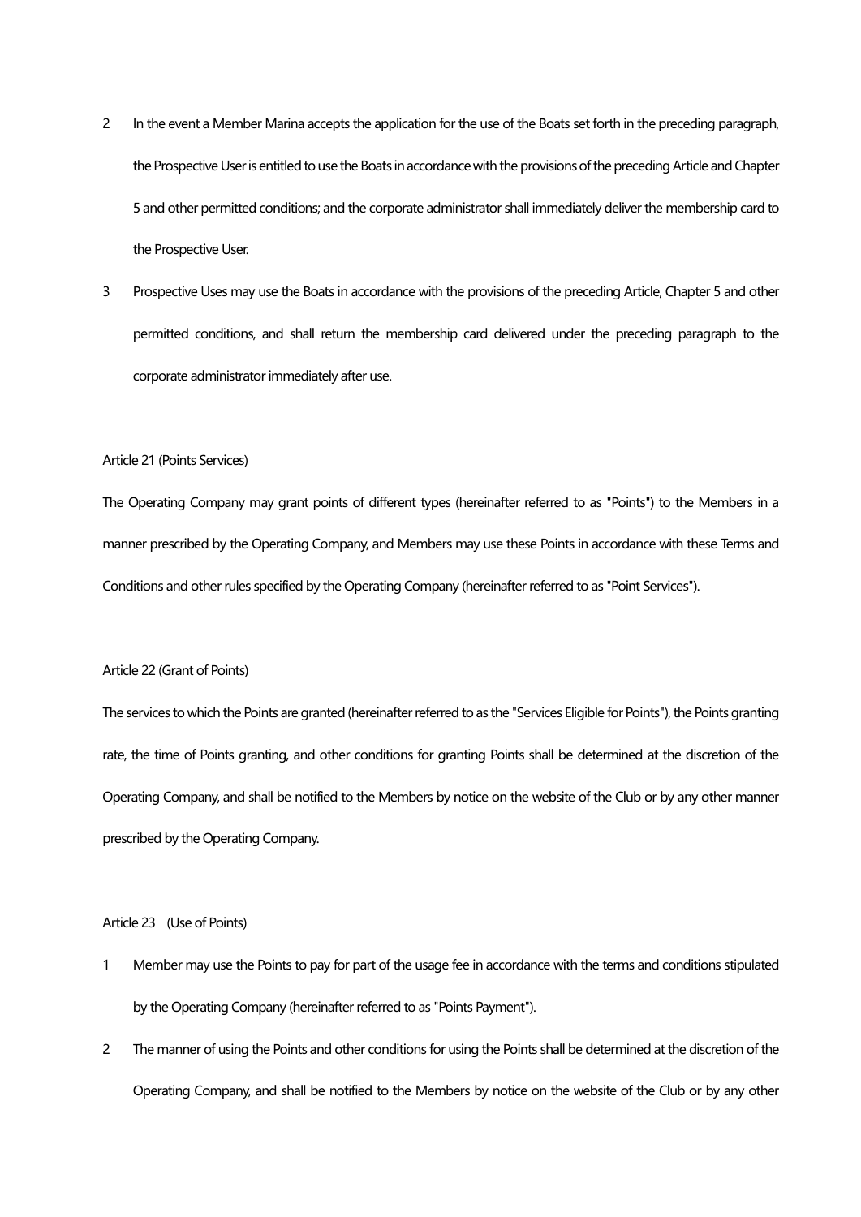2 In the event a Member Marina accepts the application for the use of the Boats set forth in the preceding paragraph, the Prospective User is entitled to use the Boats in accordance with the provisions of the preceding Article and Chapter 5 and other permitted conditions; and the corporate administrator shall immediately deliver the membership card to the Prospective User.

3 Prospective Uses may use the Boats in accordance with the provisions of the preceding Article, Chapter 5 and other permitted conditions, and shall return the membership card delivered under the preceding paragraph to the corporate administrator immediately after use.

Article 21 (Points Services)

The Operating Company may grant points of different types (hereinafter referred to as "Points") to the Members in a manner prescribed by the Operating Company, and Members may use these Points in accordance with these Terms and Conditions and other rules specified by the Operating Company (hereinafter referred to as "Point Services").

Article 22 (Grant of Points)

The services to which the Points are granted (hereinafter referred to as the "Services Eligible for Points"), the Points granting rate, the time of Points granting, and other conditions for granting Points shall be determined at the discretion of the Operating Company, and shall be notified to the Members by notice on the website of the Club or by any other manner prescribed by the Operating Company.

Article 23 (Use of Points)

1 Member may use the Points to pay for part of the usage fee in accordance with the terms and conditions stipulated by the Operating Company (hereinafter referred to as "Points Payment").

2 The manner of using the Points and other conditions for using the Points shall be determined at the discretion of the Operating Company, and shall be notified to the Members by notice on the website of the Club or by any other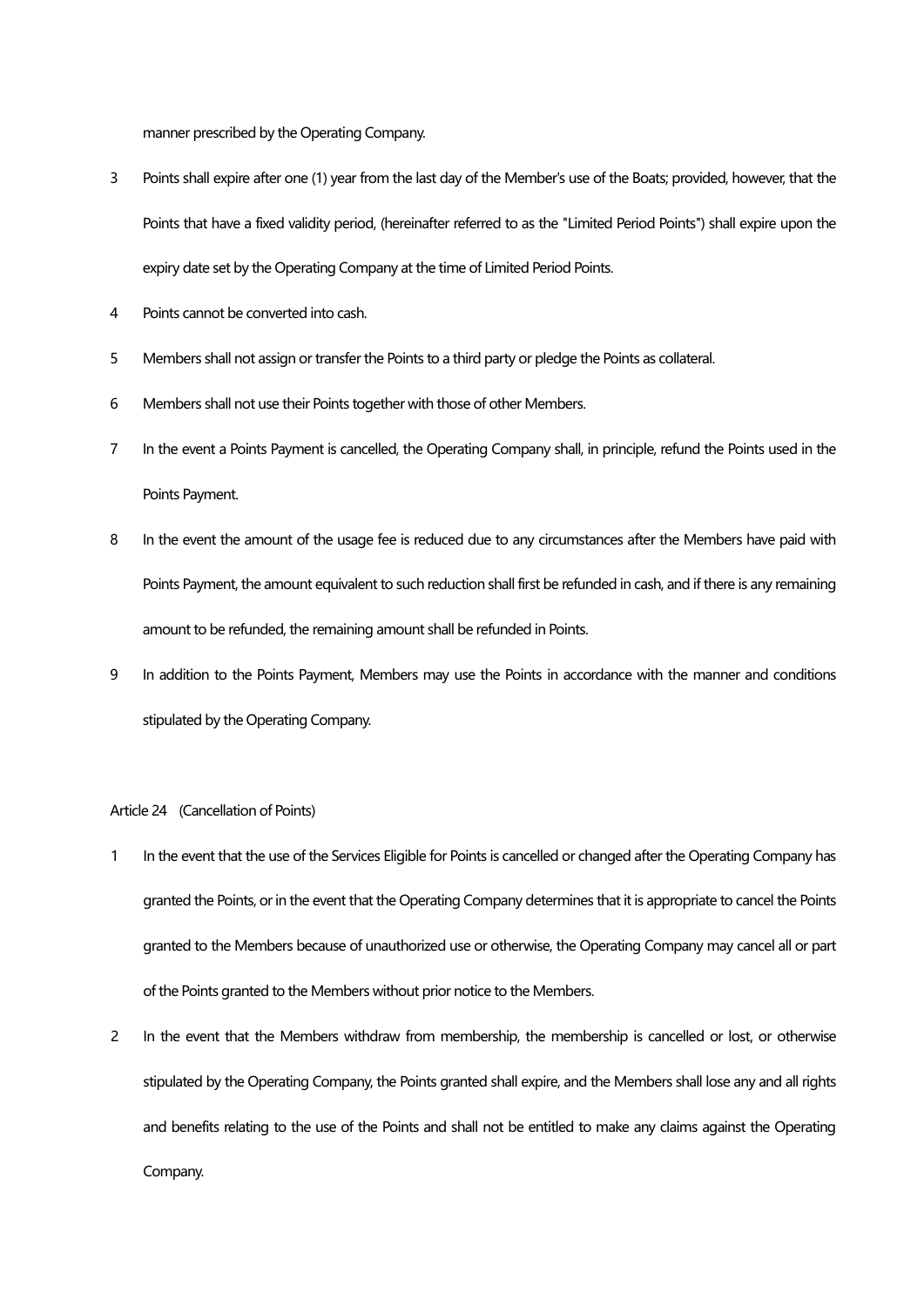manner prescribed by the Operating Company.

3 Points shall expire after one (1) year from the last day of the Member's use of the Boats; provided, however, that the Points that have a fixed validity period, (hereinafter referred to as the "Limited Period Points") shall expire upon the expiry date set by the Operating Company at the time of Limited Period Points.

4 Points cannot be converted into cash.

5 Members shall not assign or transfer the Points to a third party or pledge the Points as collateral.

6 Members shall not use their Points together with those of other Members.

7 In the event a Points Payment is cancelled, the Operating Company shall, in principle, refund the Points used in the Points Payment.

8 In the event the amount of the usage fee is reduced due to any circumstances after the Members have paid with Points Payment, the amount equivalent to such reduction shall first be refunded in cash, and if there is any remaining amount to be refunded, the remaining amount shall be refunded in Points.

9 In addition to the Points Payment, Members may use the Points in accordance with the manner and conditions stipulated by the Operating Company.

Article 24 (Cancellation of Points)

1 In the event that the use of the Services Eligible for Points is cancelled or changed after the Operating Company has granted the Points, or in the event that the Operating Company determines that it is appropriate to cancel the Points granted to the Members because of unauthorized use or otherwise, the Operating Company may cancel all or part of the Points granted to the Members without prior notice to the Members.

2 In the event that the Members withdraw from membership, the membership is cancelled or lost, or otherwise stipulated by the Operating Company, the Points granted shall expire, and the Members shall lose any and all rights and benefits relating to the use of the Points and shall not be entitled to make any claims against the Operating Company.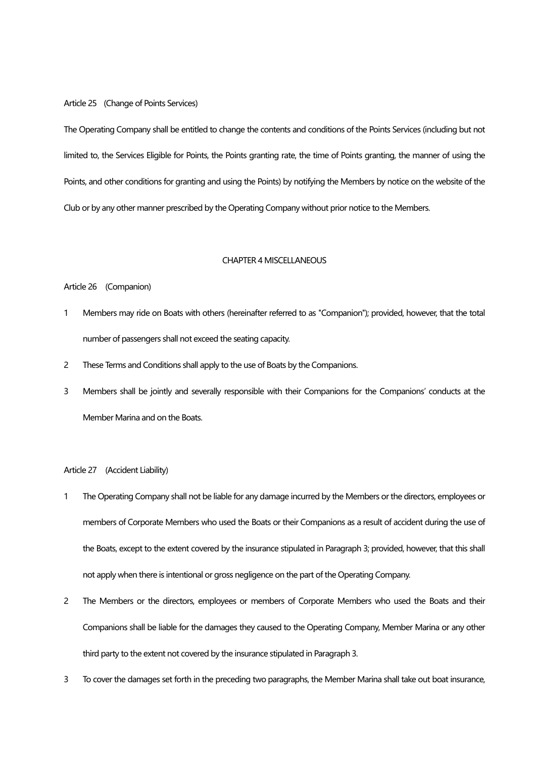Article 25 (Change of Points Services)

The Operating Company shall be entitled to change the contents and conditions of the Points Services (including but not limited to, the Services Eligible for Points, the Points granting rate, the time of Points granting, the manner of using the Points, and other conditions for granting and using the Points) by notifying the Members by notice on the website of the Club or by any other manner prescribed by the Operating Company without prior notice to the Members.

## CHAPTER 4 MISCELLANEOUS

Article 26 (Companion)

1 Members may ride on Boats with others (hereinafter referred to as "Companion"); provided, however, that the total number of passengers shall not exceed the seating capacity.

2 These Terms and Conditions shall apply to the use of Boats by the Companions.

3 Members shall be jointly and severally responsible with their Companions for the Companions' conducts at the Member Marina and on the Boats.

Article 27 (Accident Liability)

1 The Operating Company shall not be liable for any damage incurred by the Members or the directors, employees or members of Corporate Members who used the Boats or their Companions as a result of accident during the use of the Boats, except to the extent covered by the insurance stipulated in Paragraph 3; provided, however, that this shall not apply when there is intentional or gross negligence on the part of the Operating Company.

2 The Members or the directors, employees or members of Corporate Members who used the Boats and their Companions shall be liable for the damages they caused to the Operating Company, Member Marina or any other third party to the extent not covered by the insurance stipulated in Paragraph 3.

3 To cover the damages set forth in the preceding two paragraphs, the Member Marina shall take out boat insurance,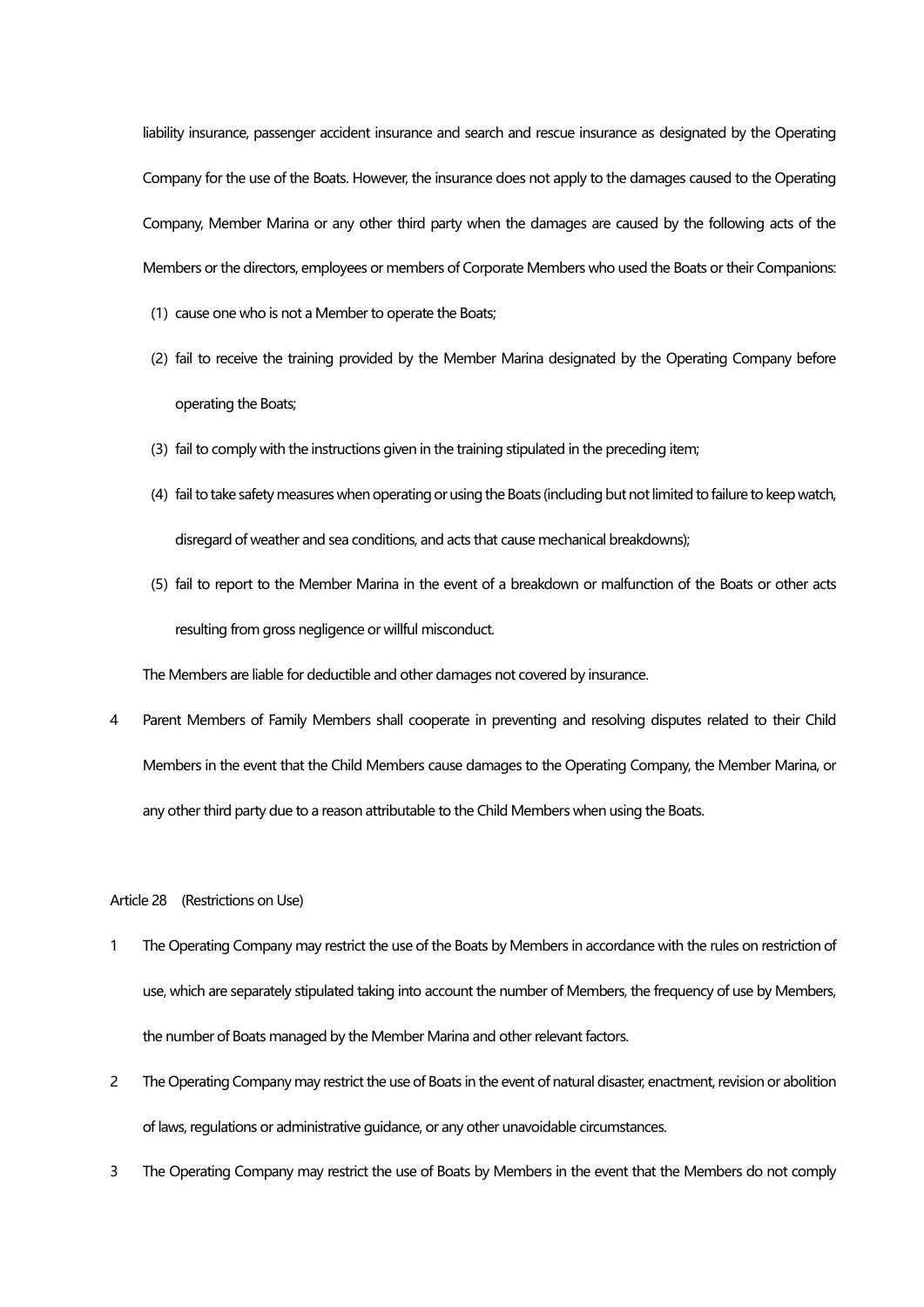liability insurance, passenger accident insurance and search and rescue insurance as designated by the Operating Company for the use of the Boats. However, the insurance does not apply to the damages caused to the Operating Company, Member Marina or any other third party when the damages are caused by the following acts of the Members or the directors, employees or members of Corporate Members who used the Boats or their Companions:

(1) cause one who is not a Member to operate the Boats;

(2) fail to receive the training provided by the Member Marina designated by the Operating Company before operating the Boats;

(3) fail to comply with the instructions given in the training stipulated in the preceding item;

(4) fail to take safety measures when operating or using the Boats (including but not limited to failure to keep watch, disregard of weather and sea conditions, and acts that cause mechanical breakdowns);

(5) fail to report to the Member Marina in the event of a breakdown or malfunction of the Boats or other acts resulting from gross negligence or willful misconduct.

The Members are liable for deductible and other damages not covered by insurance.

4 Parent Members of Family Members shall cooperate in preventing and resolving disputes related to their Child Members in the event that the Child Members cause damages to the Operating Company, the Member Marina, or any other third party due to a reason attributable to the Child Members when using the Boats.

Article 28 (Restrictions on Use)

1 The Operating Company may restrict the use of the Boats by Members in accordance with the rules on restriction of use, which are separately stipulated taking into account the number of Members, the frequency of use by Members, the number of Boats managed by the Member Marina and other relevant factors.

2 The Operating Company may restrict the use of Boats in the event of natural disaster, enactment, revision or abolition of laws, regulations or administrative guidance, or any other unavoidable circumstances.

3 The Operating Company may restrict the use of Boats by Members in the event that the Members do not comply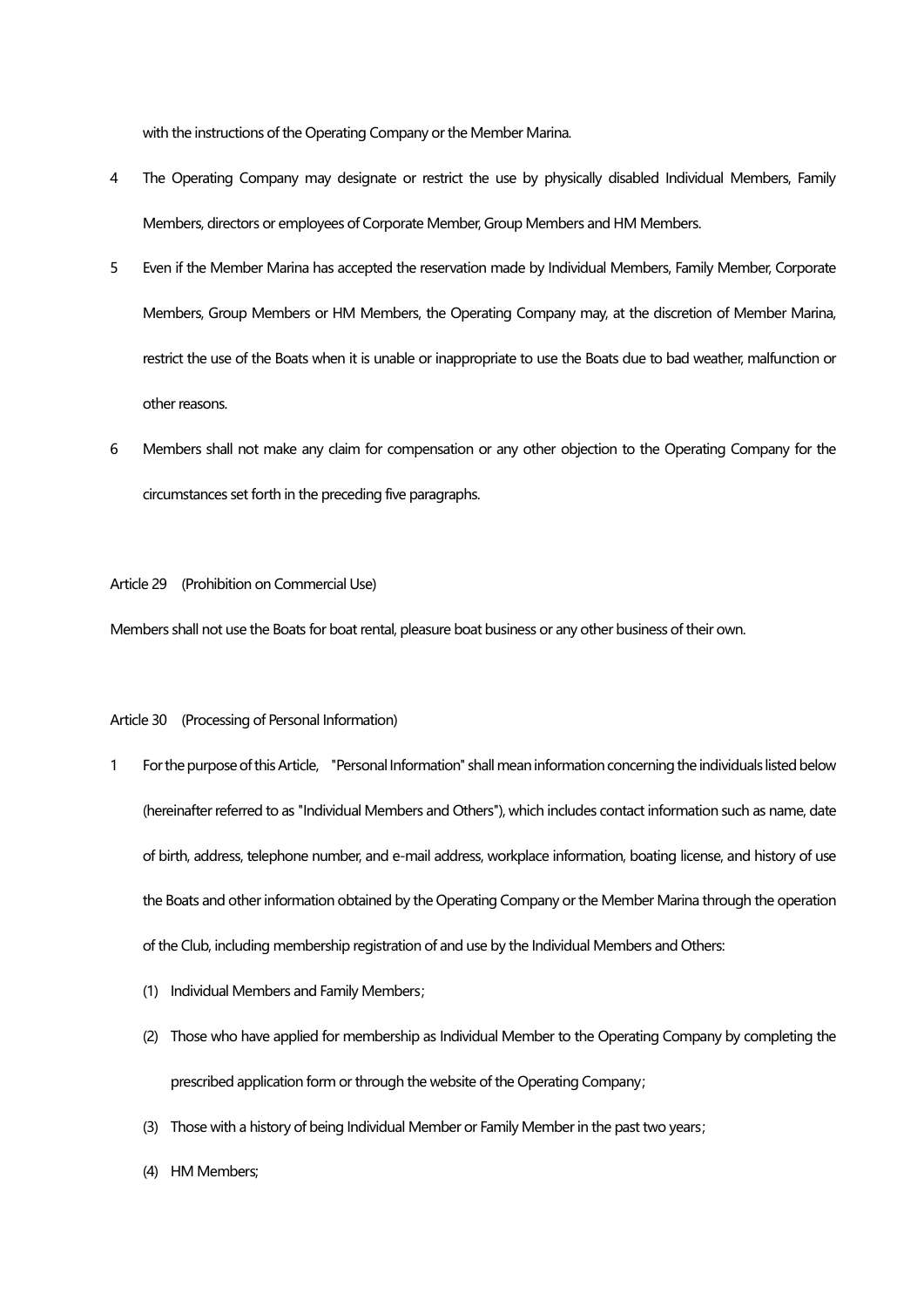with the instructions of the Operating Company or the Member Marina.

4 The Operating Company may designate or restrict the use by physically disabled Individual Members, Family Members, directors or employees of Corporate Member, Group Members and HM Members.

5 Even if the Member Marina has accepted the reservation made by Individual Members, Family Member, Corporate Members, Group Members or HM Members, the Operating Company may, at the discretion of Member Marina, restrict the use of the Boats when it is unable or inappropriate to use the Boats due to bad weather, malfunction or other reasons.

6 Members shall not make any claim for compensation or any other objection to the Operating Company for the circumstances set forth in the preceding five paragraphs.

Article 29 (Prohibition on Commercial Use)

Members shall not use the Boats for boat rental, pleasure boat business or any other business of their own.

Article 30 (Processing of Personal Information)

1 For the purpose of this Article, "Personal Information" shall mean information concerning the individuals listed below (hereinafter referred to as "Individual Members and Others"), which includes contact information such as name, date of birth, address, telephone number, and e-mail address, workplace information, boating license, and history of use the Boats and other information obtained by the Operating Company or the Member Marina through the operation of the Club, including membership registration of and use by the Individual Members and Others:

(1) Individual Members and Family Members;

(2) Those who have applied for membership as Individual Member to the Operating Company by completing the prescribed application form or through the website of the Operating Company;

(3) Those with a history of being Individual Member or Family Member in the past two years;

(4) HM Members;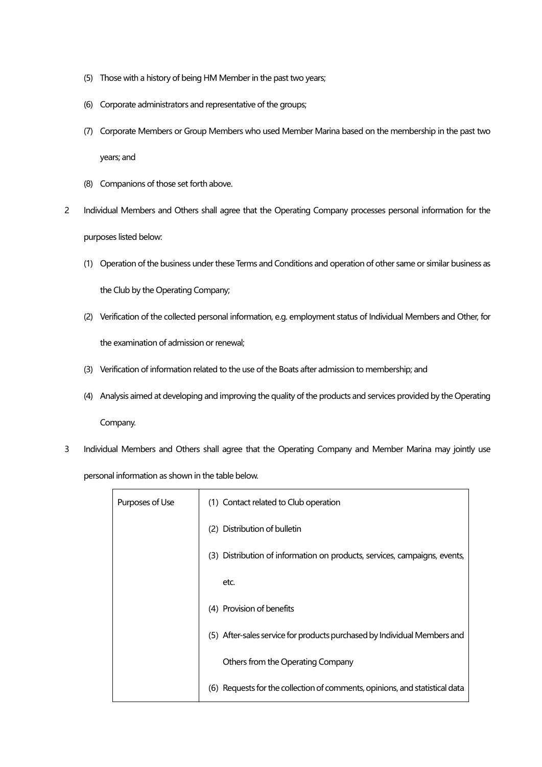(5) Those with a history of being HM Member in the past two years;

(6) Corporate administrators and representative of the groups;

(7) Corporate Members or Group Members who used Member Marina based on the membership in the past two years; and

(8) Companions of those set forth above.

2 Individual Members and Others shall agree that the Operating Company processes personal information for the purposes listed below:

(1) Operation of the business under these Terms and Conditions and operation of other same or similar business as the Club by the Operating Company;

(2) Verification of the collected personal information, e.g. employment status of Individual Members and Other, for the examination of admission or renewal;

(3) Verification of information related to the use of the Boats after admission to membership; and

(4) Analysis aimed at developing and improving the quality of the products and services provided by the Operating Company.

3 Individual Members and Others shall agree that the Operating Company and Member Marina may jointly use personal information as shown in the table below.

| Purposes of Use | (1) Contact related to Club operation<br>(2) Distribution of bulletin<br>(3) Distribution of information on products, services, campaigns, events, etc.<br>(4) Provision of benefits<br>(5) After-sales service for products purchased by Individual Members and Others from the Operating Company<br>(6) Requests for the collection of comments, opinions, and statistical data |
|---|---|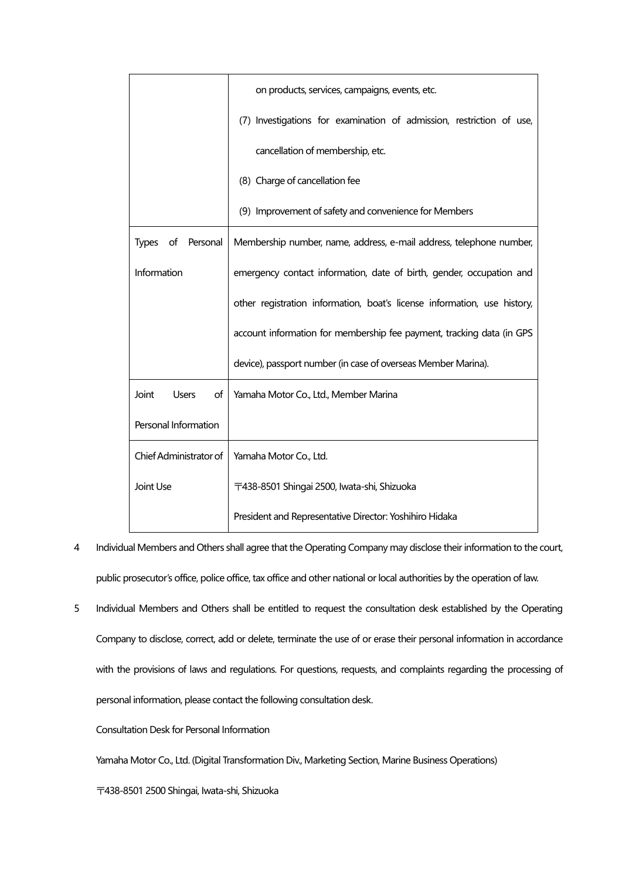| | |
|---|---|
| | on products, services, campaigns, events, etc.<br>(7) Investigations for examination of admission, restriction of use, cancellation of membership, etc.<br>(8) Charge of cancellation fee<br>(9) Improvement of safety and convenience for Members |
| Types of Personal Information | Membership number, name, address, e-mail address, telephone number, emergency contact information, date of birth, gender, occupation and other registration information, boat's license information, use history, account information for membership fee payment, tracking data (in GPS device), passport number (in case of overseas Member Marina). |
| Joint Users of Personal Information | Yamaha Motor Co., Ltd., Member Marina |
| Chief Administrator of Joint Use | Yamaha Motor Co., Ltd.<br>〒438-8501 Shingai 2500, Iwata-shi, Shizuoka<br>President and Representative Director: Yoshihiro Hidaka |

4 Individual Members and Others shall agree that the Operating Company may disclose their information to the court, public prosecutor's office, police office, tax office and other national or local authorities by the operation of law.

5 Individual Members and Others shall be entitled to request the consultation desk established by the Operating Company to disclose, correct, add or delete, terminate the use of or erase their personal information in accordance with the provisions of laws and regulations. For questions, requests, and complaints regarding the processing of personal information, please contact the following consultation desk.

Consultation Desk for Personal Information

Yamaha Motor Co., Ltd. (Digital Transformation Div., Marketing Section, Marine Business Operations)

〒438-8501 2500 Shingai, Iwata-shi, Shizuoka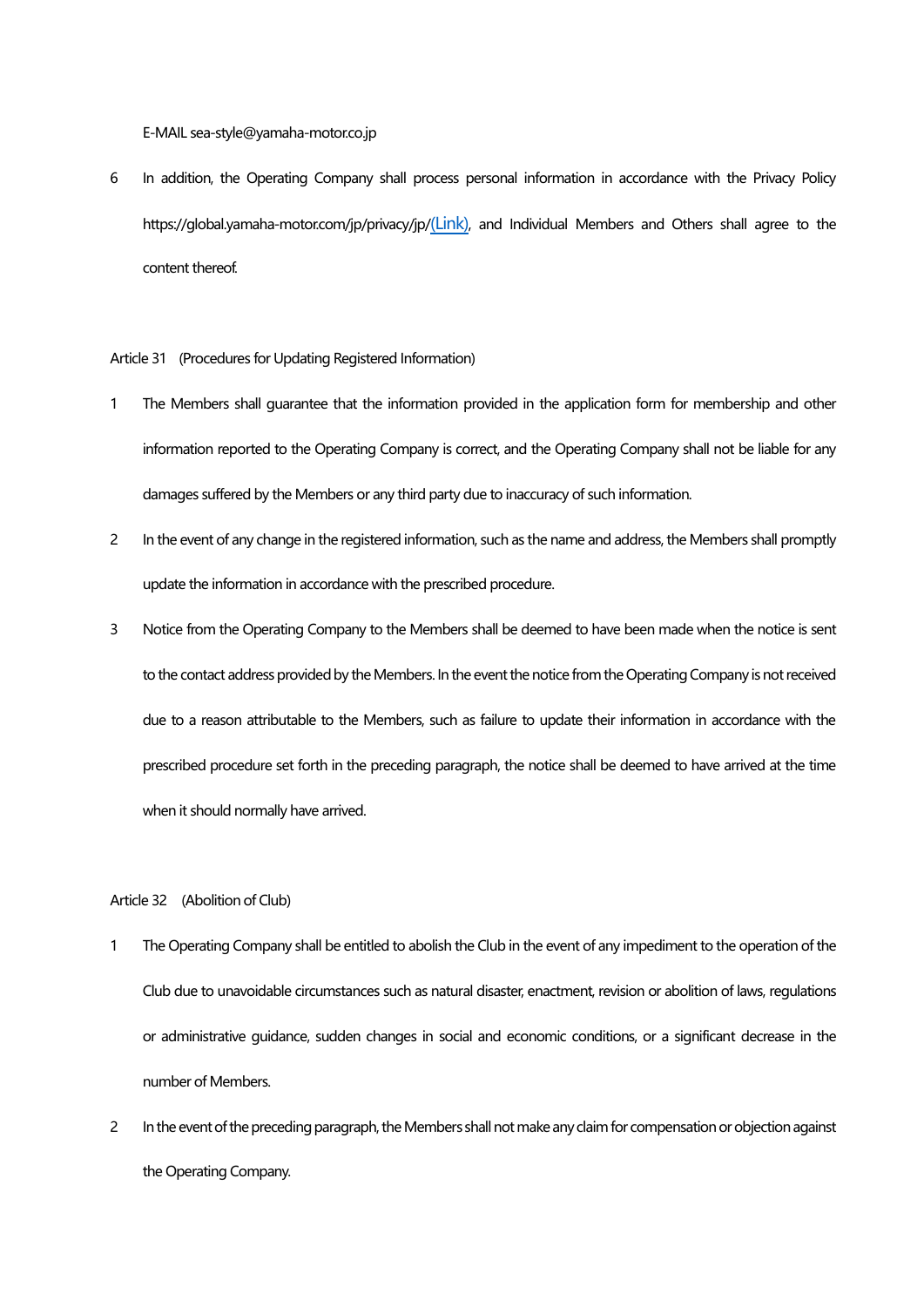E-MAIL sea-style@yamaha-motor.co.jp

6 In addition, the Operating Company shall process personal information in accordance with the Privacy Policy https://global.yamaha-motor.com/jp/privacy/jp/(Link), and Individual Members and Others shall agree to the content thereof.

Article 31 (Procedures for Updating Registered Information)

1 The Members shall guarantee that the information provided in the application form for membership and other information reported to the Operating Company is correct, and the Operating Company shall not be liable for any damages suffered by the Members or any third party due to inaccuracy of such information.

2 In the event of any change in the registered information, such as the name and address, the Members shall promptly update the information in accordance with the prescribed procedure.

3 Notice from the Operating Company to the Members shall be deemed to have been made when the notice is sent to the contact address provided by the Members. In the event the notice from the Operating Company is not received due to a reason attributable to the Members, such as failure to update their information in accordance with the prescribed procedure set forth in the preceding paragraph, the notice shall be deemed to have arrived at the time when it should normally have arrived.

Article 32 (Abolition of Club)

1 The Operating Company shall be entitled to abolish the Club in the event of any impediment to the operation of the Club due to unavoidable circumstances such as natural disaster, enactment, revision or abolition of laws, regulations or administrative guidance, sudden changes in social and economic conditions, or a significant decrease in the number of Members.

2 In the event of the preceding paragraph, the Members shall not make any claim for compensation or objection against the Operating Company.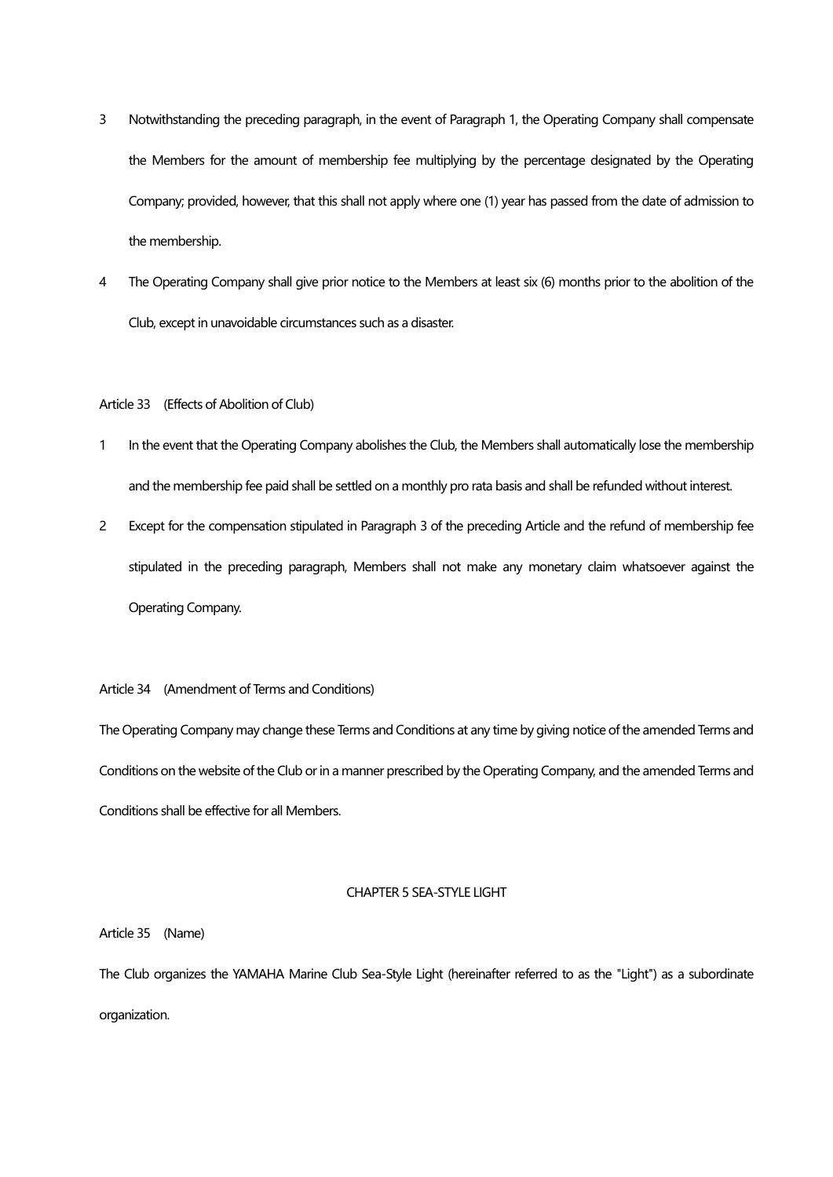3 Notwithstanding the preceding paragraph, in the event of Paragraph 1, the Operating Company shall compensate the Members for the amount of membership fee multiplying by the percentage designated by the Operating Company; provided, however, that this shall not apply where one (1) year has passed from the date of admission to the membership.

4 The Operating Company shall give prior notice to the Members at least six (6) months prior to the abolition of the Club, except in unavoidable circumstances such as a disaster.

Article 33 (Effects of Abolition of Club)

1 In the event that the Operating Company abolishes the Club, the Members shall automatically lose the membership and the membership fee paid shall be settled on a monthly pro rata basis and shall be refunded without interest.

2 Except for the compensation stipulated in Paragraph 3 of the preceding Article and the refund of membership fee stipulated in the preceding paragraph, Members shall not make any monetary claim whatsoever against the Operating Company.

Article 34 (Amendment of Terms and Conditions)

The Operating Company may change these Terms and Conditions at any time by giving notice of the amended Terms and Conditions on the website of the Club or in a manner prescribed by the Operating Company, and the amended Terms and Conditions shall be effective for all Members.

## CHAPTER 5 SEA-STYLE LIGHT

Article 35 (Name)

The Club organizes the YAMAHA Marine Club Sea-Style Light (hereinafter referred to as the "Light") as a subordinate organization.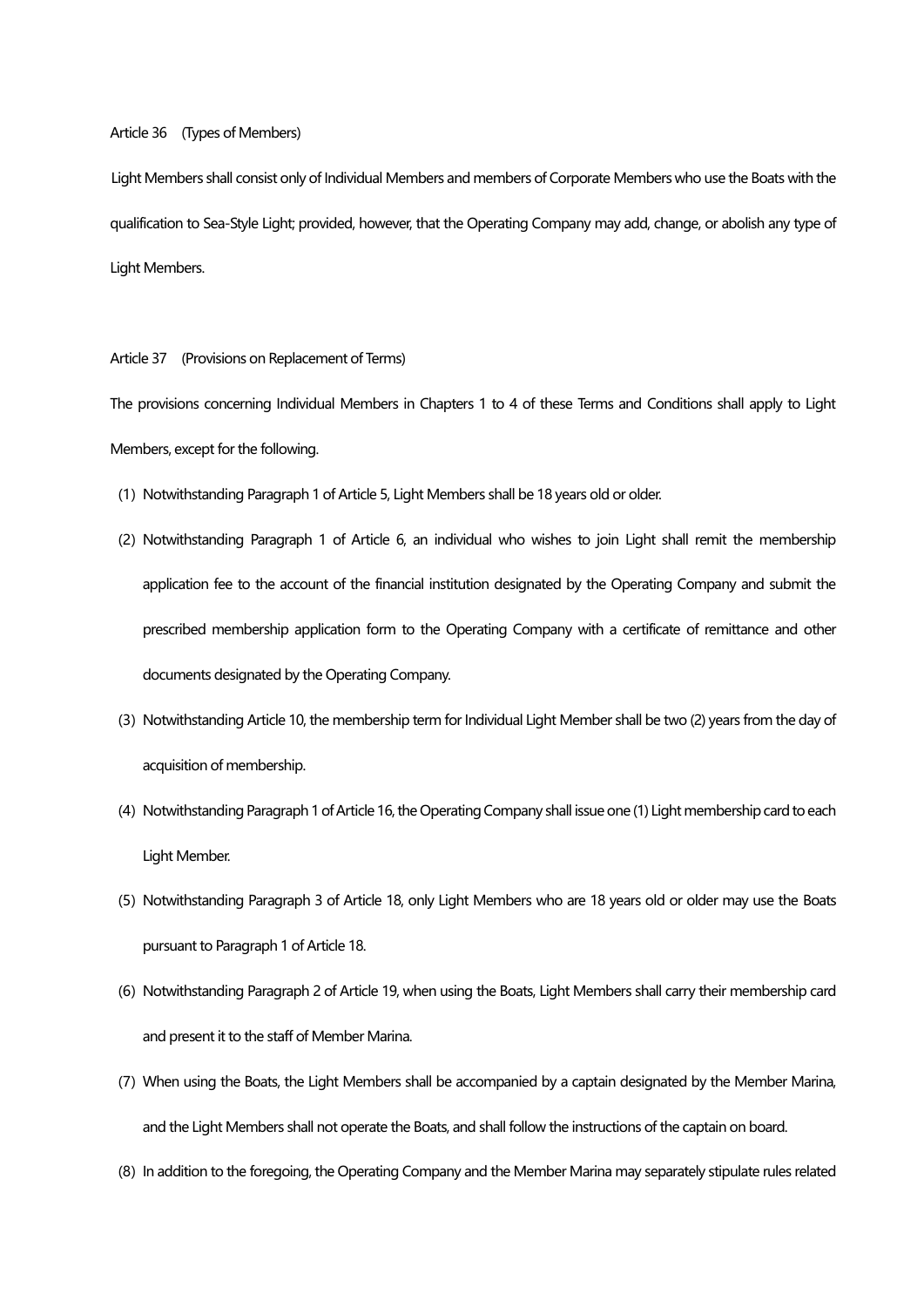Article 36 (Types of Members)

Light Members shall consist only of Individual Members and members of Corporate Members who use the Boats with the qualification to Sea-Style Light; provided, however, that the Operating Company may add, change, or abolish any type of Light Members.

Article 37 (Provisions on Replacement of Terms)

The provisions concerning Individual Members in Chapters 1 to 4 of these Terms and Conditions shall apply to Light Members, except for the following.

(1) Notwithstanding Paragraph 1 of Article 5, Light Members shall be 18 years old or older.

(2) Notwithstanding Paragraph 1 of Article 6, an individual who wishes to join Light shall remit the membership application fee to the account of the financial institution designated by the Operating Company and submit the prescribed membership application form to the Operating Company with a certificate of remittance and other documents designated by the Operating Company.

(3) Notwithstanding Article 10, the membership term for Individual Light Member shall be two (2) years from the day of acquisition of membership.

(4) Notwithstanding Paragraph 1 of Article 16, the Operating Company shall issue one (1) Light membership card to each Light Member.

(5) Notwithstanding Paragraph 3 of Article 18, only Light Members who are 18 years old or older may use the Boats pursuant to Paragraph 1 of Article 18.

(6) Notwithstanding Paragraph 2 of Article 19, when using the Boats, Light Members shall carry their membership card and present it to the staff of Member Marina.

(7) When using the Boats, the Light Members shall be accompanied by a captain designated by the Member Marina, and the Light Members shall not operate the Boats, and shall follow the instructions of the captain on board.

(8) In addition to the foregoing, the Operating Company and the Member Marina may separately stipulate rules related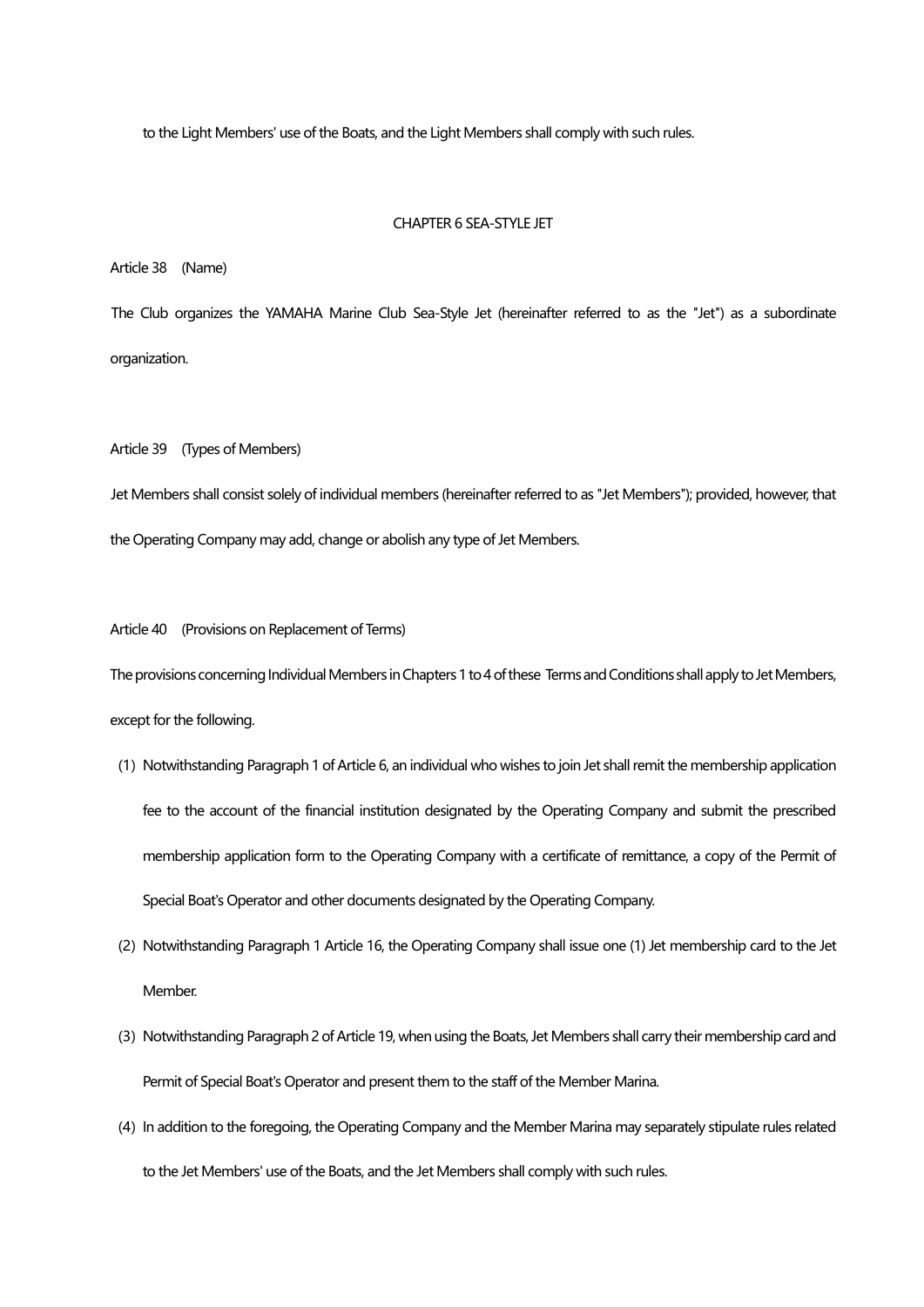to the Light Members' use of the Boats, and the Light Members shall comply with such rules.

## CHAPTER 6 SEA-STYLE JET

Article 38 (Name)

The Club organizes the YAMAHA Marine Club Sea-Style Jet (hereinafter referred to as the "Jet") as a subordinate organization.

Article 39 (Types of Members)

Jet Members shall consist solely of individual members (hereinafter referred to as "Jet Members"); provided, however, that the Operating Company may add, change or abolish any type of Jet Members.

Article 40 (Provisions on Replacement of Terms)

The provisions concerning Individual Members in Chapters 1 to 4 of these Terms and Conditions shall apply to Jet Members, except for the following.

(1) Notwithstanding Paragraph 1 of Article 6, an individual who wishes to join Jet shall remit the membership application fee to the account of the financial institution designated by the Operating Company and submit the prescribed membership application form to the Operating Company with a certificate of remittance, a copy of the Permit of Special Boat's Operator and other documents designated by the Operating Company.

(2) Notwithstanding Paragraph 1 Article 16, the Operating Company shall issue one (1) Jet membership card to the Jet Member.

(3) Notwithstanding Paragraph 2 of Article 19, when using the Boats, Jet Members shall carry their membership card and Permit of Special Boat's Operator and present them to the staff of the Member Marina.

(4) In addition to the foregoing, the Operating Company and the Member Marina may separately stipulate rules related to the Jet Members' use of the Boats, and the Jet Members shall comply with such rules.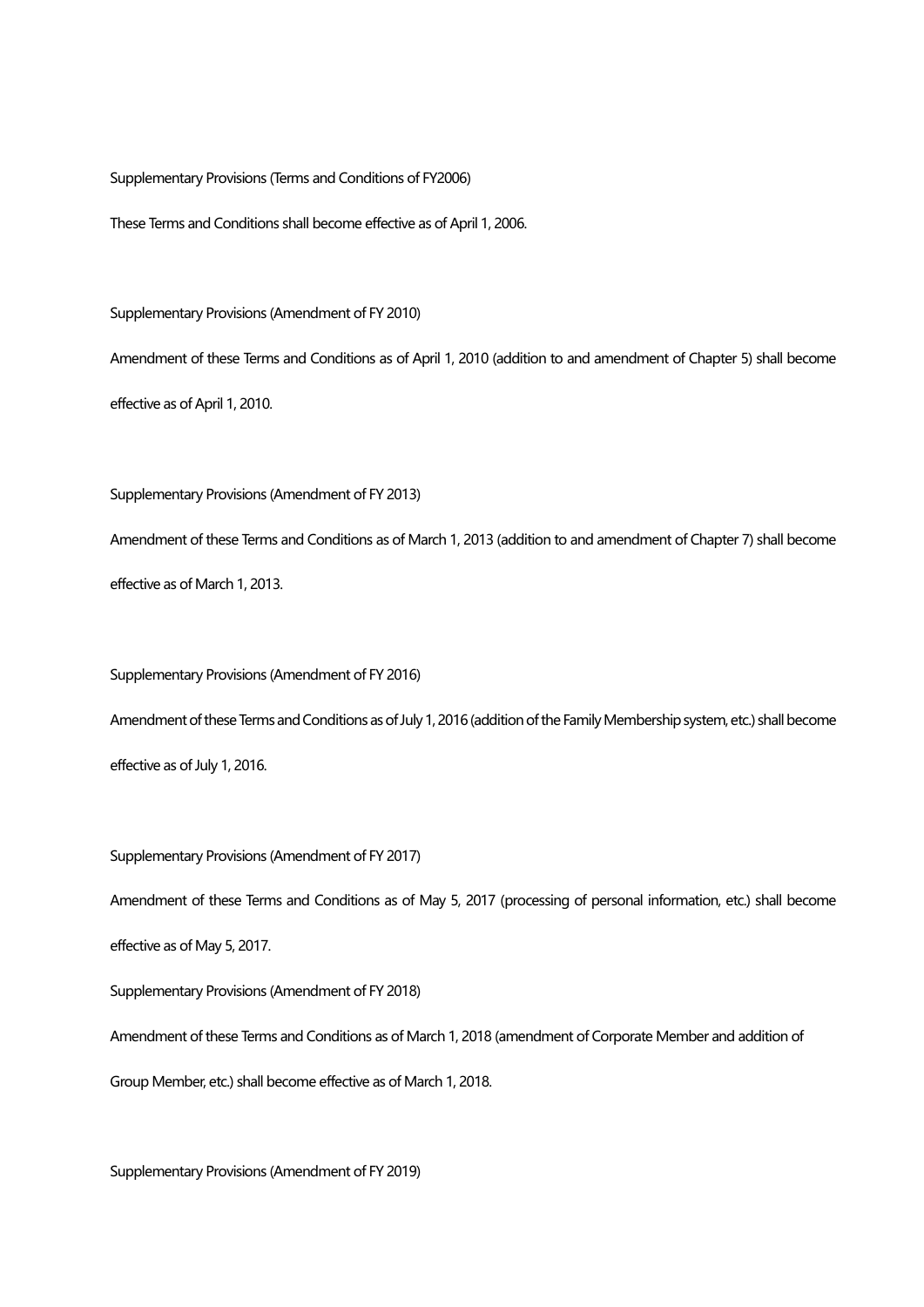Supplementary Provisions (Terms and Conditions of FY2006)

These Terms and Conditions shall become effective as of April 1, 2006.

Supplementary Provisions (Amendment of FY 2010)

Amendment of these Terms and Conditions as of April 1, 2010 (addition to and amendment of Chapter 5) shall become effective as of April 1, 2010.

Supplementary Provisions (Amendment of FY 2013)

Amendment of these Terms and Conditions as of March 1, 2013 (addition to and amendment of Chapter 7) shall become effective as of March 1, 2013.

Supplementary Provisions (Amendment of FY 2016)

Amendment of these Terms and Conditions as of July 1, 2016 (addition of the Family Membership system, etc.) shall become effective as of July 1, 2016.

Supplementary Provisions (Amendment of FY 2017)

Amendment of these Terms and Conditions as of May 5, 2017 (processing of personal information, etc.) shall become effective as of May 5, 2017.

Supplementary Provisions (Amendment of FY 2018)

Amendment of these Terms and Conditions as of March 1, 2018 (amendment of Corporate Member and addition of Group Member, etc.) shall become effective as of March 1, 2018.

Supplementary Provisions (Amendment of FY 2019)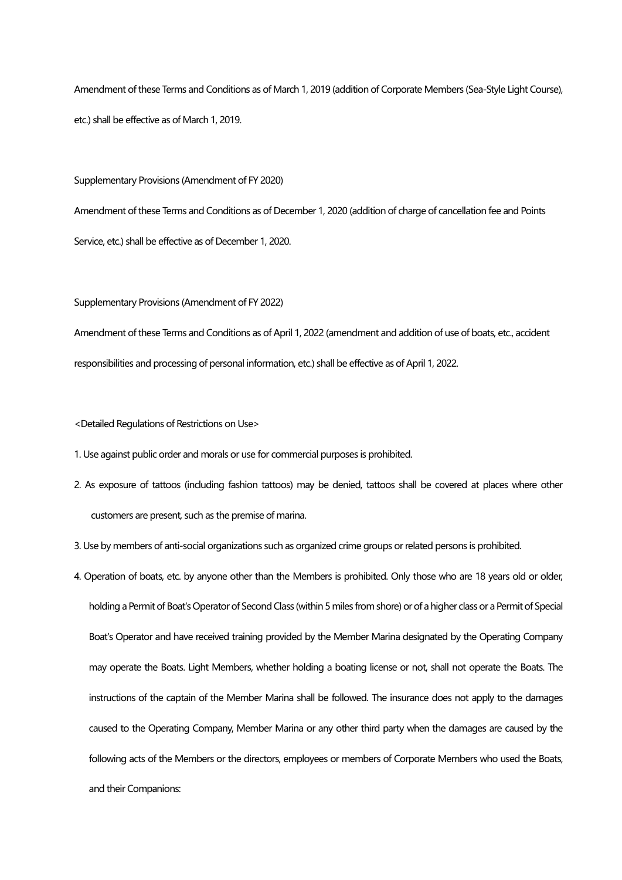Amendment of these Terms and Conditions as of March 1, 2019 (addition of Corporate Members (Sea-Style Light Course), etc.) shall be effective as of March 1, 2019.

Supplementary Provisions (Amendment of FY 2020)

Amendment of these Terms and Conditions as of December 1, 2020 (addition of charge of cancellation fee and Points Service, etc.) shall be effective as of December 1, 2020.

Supplementary Provisions (Amendment of FY 2022)

Amendment of these Terms and Conditions as of April 1, 2022 (amendment and addition of use of boats, etc., accident responsibilities and processing of personal information, etc.) shall be effective as of April 1, 2022.

<Detailed Regulations of Restrictions on Use>

1. Use against public order and morals or use for commercial purposes is prohibited.
2. As exposure of tattoos (including fashion tattoos) may be denied, tattoos shall be covered at places where other customers are present, such as the premise of marina.
3. Use by members of anti-social organizations such as organized crime groups or related persons is prohibited.
4. Operation of boats, etc. by anyone other than the Members is prohibited. Only those who are 18 years old or older, holding a Permit of Boat's Operator of Second Class (within 5 miles from shore) or of a higher class or a Permit of Special Boat's Operator and have received training provided by the Member Marina designated by the Operating Company may operate the Boats. Light Members, whether holding a boating license or not, shall not operate the Boats. The instructions of the captain of the Member Marina shall be followed. The insurance does not apply to the damages caused to the Operating Company, Member Marina or any other third party when the damages are caused by the following acts of the Members or the directors, employees or members of Corporate Members who used the Boats, and their Companions: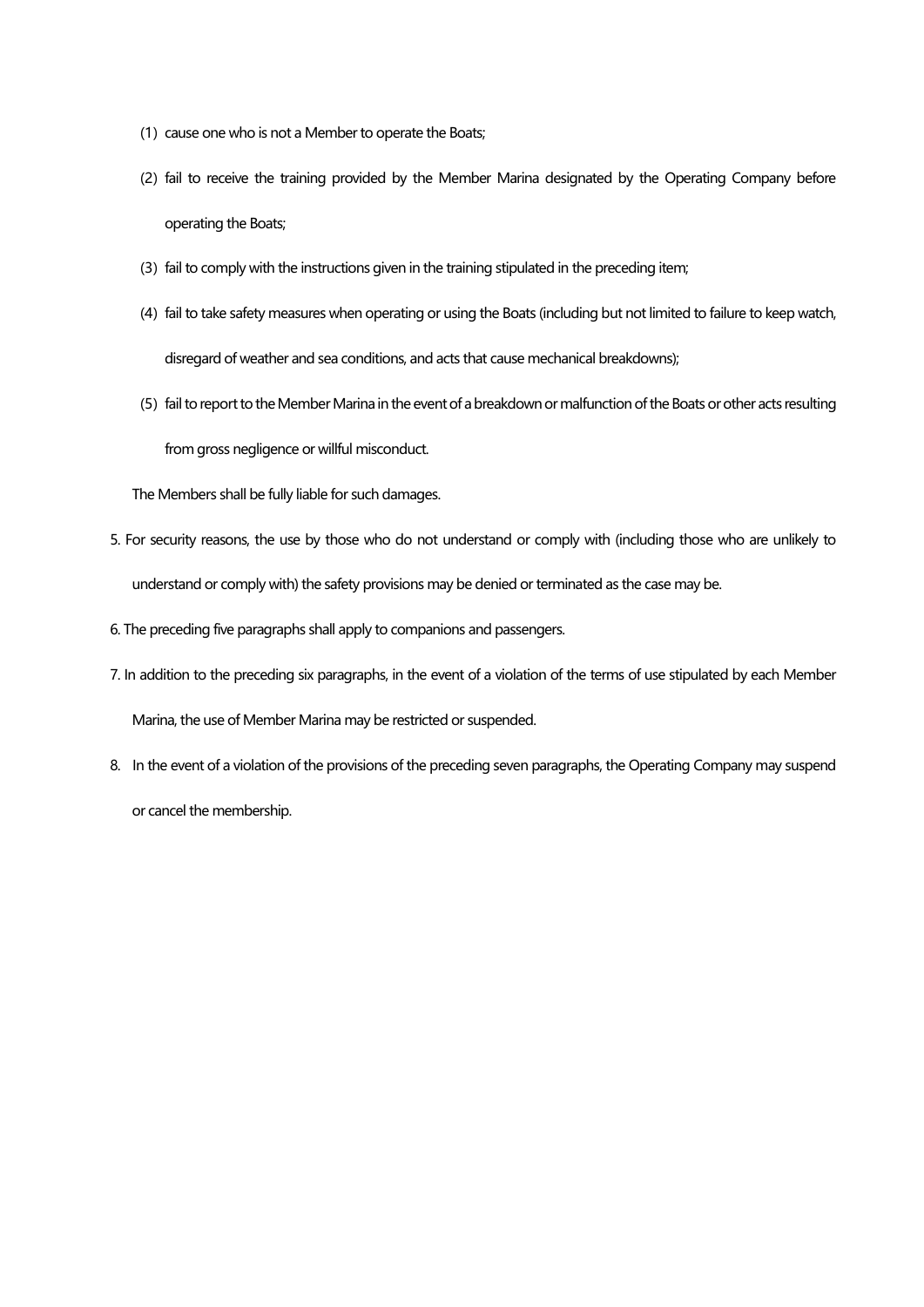(1) cause one who is not a Member to operate the Boats;

(2) fail to receive the training provided by the Member Marina designated by the Operating Company before operating the Boats;

(3) fail to comply with the instructions given in the training stipulated in the preceding item;

(4) fail to take safety measures when operating or using the Boats (including but not limited to failure to keep watch, disregard of weather and sea conditions, and acts that cause mechanical breakdowns);

(5) fail to report to the Member Marina in the event of a breakdown or malfunction of the Boats or other acts resulting from gross negligence or willful misconduct.

The Members shall be fully liable for such damages.

5. For security reasons, the use by those who do not understand or comply with (including those who are unlikely to understand or comply with) the safety provisions may be denied or terminated as the case may be.

6. The preceding five paragraphs shall apply to companions and passengers.

7. In addition to the preceding six paragraphs, in the event of a violation of the terms of use stipulated by each Member Marina, the use of Member Marina may be restricted or suspended.

8. In the event of a violation of the provisions of the preceding seven paragraphs, the Operating Company may suspend or cancel the membership.